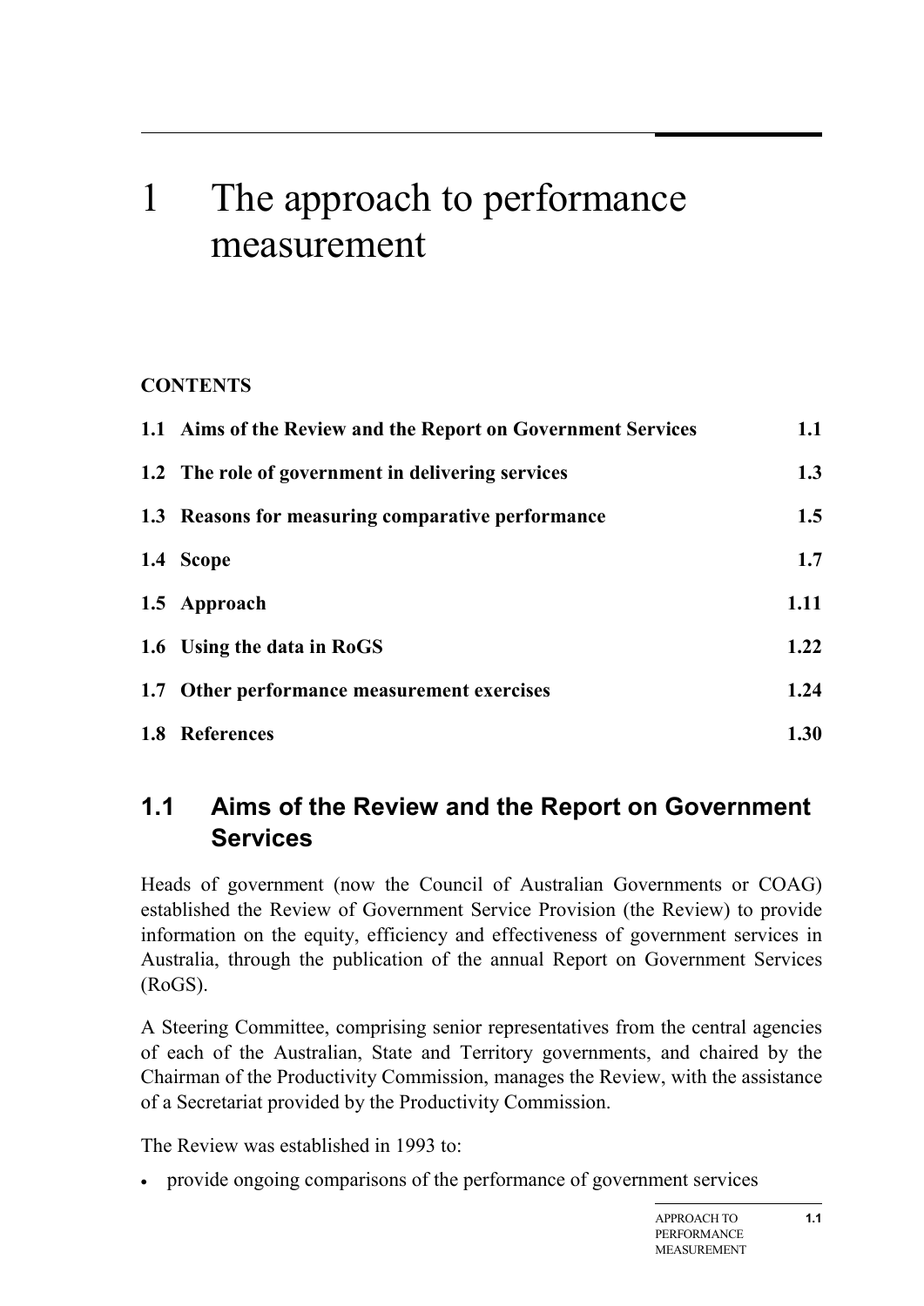# 1 The approach to performance measurement

**CONTENTS**

| | |
|---|---|
| **1.1 Aims of the Review and the Report on Government Services** | **1.1** |
| **1.2 The role of government in delivering services** | **1.3** |
| **1.3 Reasons for measuring comparative performance** | **1.5** |
| **1.4 Scope** | **1.7** |
| **1.5 Approach** | **1.11** |
| **1.6 Using the data in RoGS** | **1.22** |
| **1.7 Other performance measurement exercises** | **1.24** |
| **1.8 References** | **1.30** |

## 1.1 Aims of the Review and the Report on Government Services

Heads of government (now the Council of Australian Governments or COAG) established the Review of Government Service Provision (the Review) to provide information on the equity, efficiency and effectiveness of government services in Australia, through the publication of the annual Report on Government Services (RoGS).

A Steering Committee, comprising senior representatives from the central agencies of each of the Australian, State and Territory governments, and chaired by the Chairman of the Productivity Commission, manages the Review, with the assistance of a Secretariat provided by the Productivity Commission.

The Review was established in 1993 to:

- provide ongoing comparisons of the performance of government services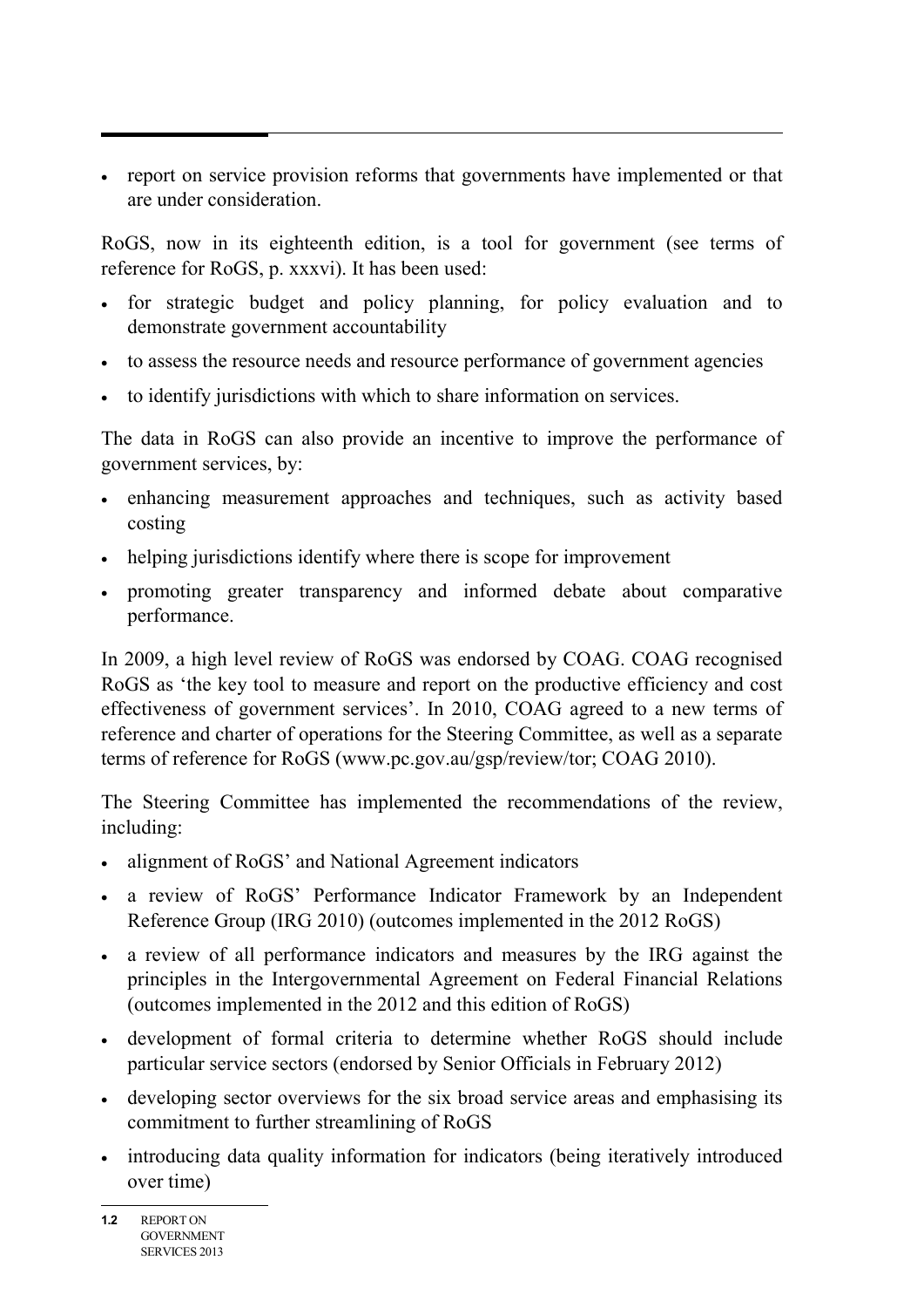- report on service provision reforms that governments have implemented or that are under consideration.

RoGS, now in its eighteenth edition, is a tool for government (see terms of reference for RoGS, p. xxxvi). It has been used:

- for strategic budget and policy planning, for policy evaluation and to demonstrate government accountability
- to assess the resource needs and resource performance of government agencies
- to identify jurisdictions with which to share information on services.

The data in RoGS can also provide an incentive to improve the performance of government services, by:

- enhancing measurement approaches and techniques, such as activity based costing
- helping jurisdictions identify where there is scope for improvement
- promoting greater transparency and informed debate about comparative performance.

In 2009, a high level review of RoGS was endorsed by COAG. COAG recognised RoGS as 'the key tool to measure and report on the productive efficiency and cost effectiveness of government services'. In 2010, COAG agreed to a new terms of reference and charter of operations for the Steering Committee, as well as a separate terms of reference for RoGS (www.pc.gov.au/gsp/review/tor; COAG 2010).

The Steering Committee has implemented the recommendations of the review, including:

- alignment of RoGS' and National Agreement indicators
- a review of RoGS' Performance Indicator Framework by an Independent Reference Group (IRG 2010) (outcomes implemented in the 2012 RoGS)
- a review of all performance indicators and measures by the IRG against the principles in the Intergovernmental Agreement on Federal Financial Relations (outcomes implemented in the 2012 and this edition of RoGS)
- development of formal criteria to determine whether RoGS should include particular service sectors (endorsed by Senior Officials in February 2012)
- developing sector overviews for the six broad service areas and emphasising its commitment to further streamlining of RoGS
- introducing data quality information for indicators (being iteratively introduced over time)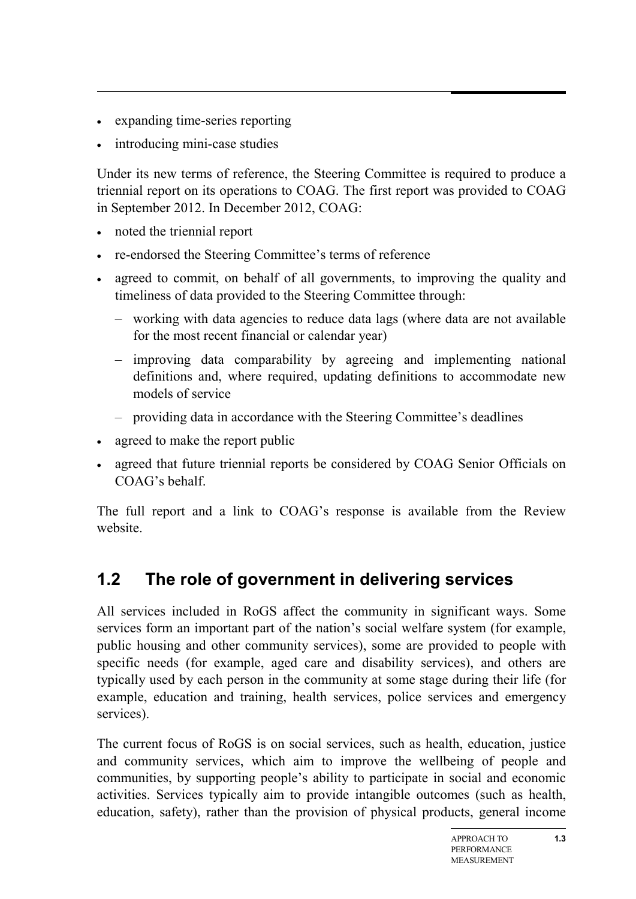- expanding time-series reporting
- introducing mini-case studies

Under its new terms of reference, the Steering Committee is required to produce a triennial report on its operations to COAG. The first report was provided to COAG in September 2012. In December 2012, COAG:

- noted the triennial report
- re-endorsed the Steering Committee's terms of reference
- agreed to commit, on behalf of all governments, to improving the quality and timeliness of data provided to the Steering Committee through:
  - working with data agencies to reduce data lags (where data are not available for the most recent financial or calendar year)
  - improving data comparability by agreeing and implementing national definitions and, where required, updating definitions to accommodate new models of service
  - providing data in accordance with the Steering Committee's deadlines
- agreed to make the report public
- agreed that future triennial reports be considered by COAG Senior Officials on COAG's behalf.

The full report and a link to COAG's response is available from the Review website.

## 1.2 The role of government in delivering services

All services included in RoGS affect the community in significant ways. Some services form an important part of the nation's social welfare system (for example, public housing and other community services), some are provided to people with specific needs (for example, aged care and disability services), and others are typically used by each person in the community at some stage during their life (for example, education and training, health services, police services and emergency services).

The current focus of RoGS is on social services, such as health, education, justice and community services, which aim to improve the wellbeing of people and communities, by supporting people's ability to participate in social and economic activities. Services typically aim to provide intangible outcomes (such as health, education, safety), rather than the provision of physical products, general income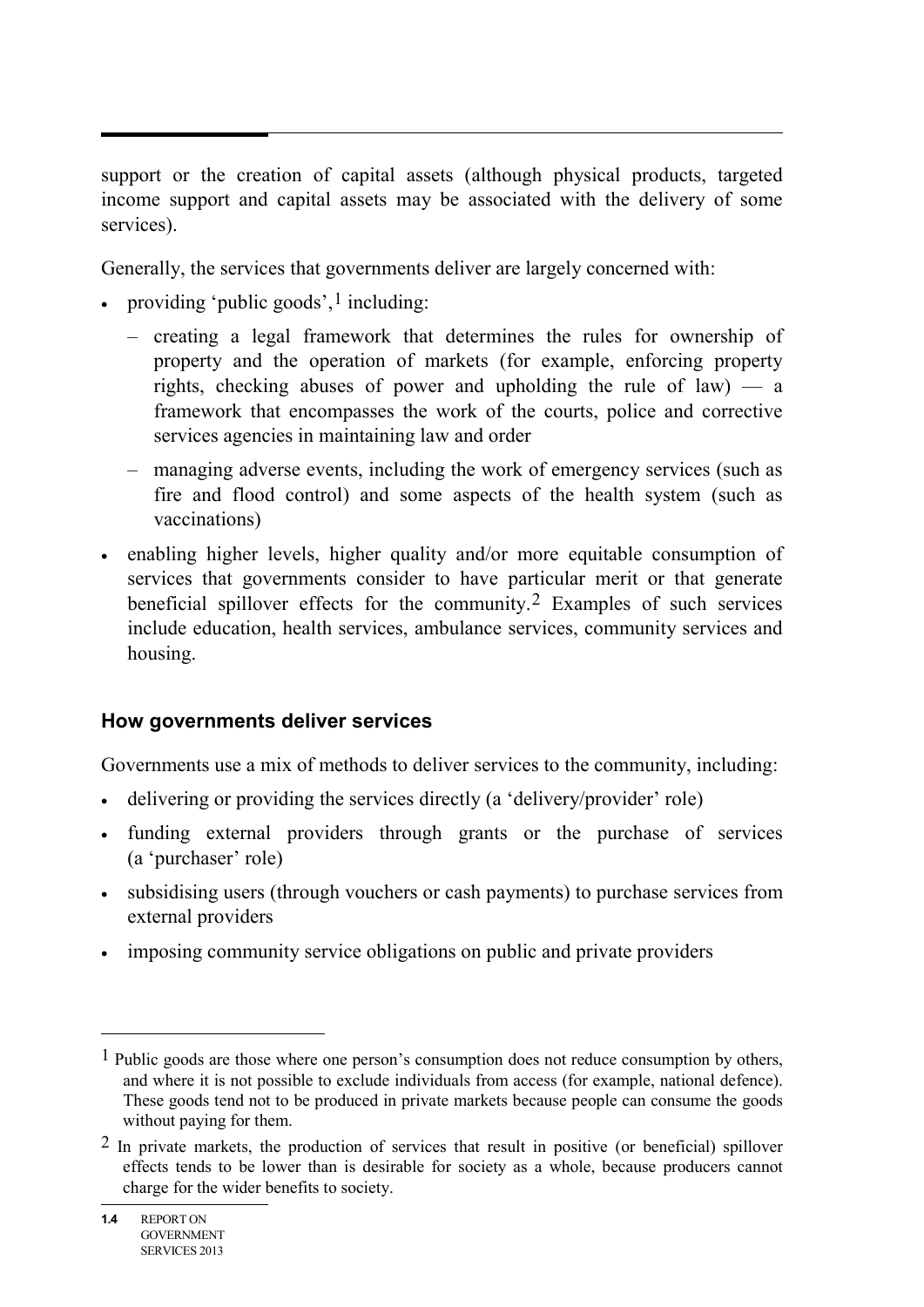support or the creation of capital assets (although physical products, targeted income support and capital assets may be associated with the delivery of some services).

Generally, the services that governments deliver are largely concerned with:

- providing 'public goods',[1] including:
  - creating a legal framework that determines the rules for ownership of property and the operation of markets (for example, enforcing property rights, checking abuses of power and upholding the rule of law) — a framework that encompasses the work of the courts, police and corrective services agencies in maintaining law and order
  - managing adverse events, including the work of emergency services (such as fire and flood control) and some aspects of the health system (such as vaccinations)
- enabling higher levels, higher quality and/or more equitable consumption of services that governments consider to have particular merit or that generate beneficial spillover effects for the community.[2] Examples of such services include education, health services, ambulance services, community services and housing.

### How governments deliver services

Governments use a mix of methods to deliver services to the community, including:

- delivering or providing the services directly (a 'delivery/provider' role)
- funding external providers through grants or the purchase of services (a 'purchaser' role)
- subsidising users (through vouchers or cash payments) to purchase services from external providers
- imposing community service obligations on public and private providers

---

[1] Public goods are those where one person's consumption does not reduce consumption by others, and where it is not possible to exclude individuals from access (for example, national defence). These goods tend not to be produced in private markets because people can consume the goods without paying for them.

[2] In private markets, the production of services that result in positive (or beneficial) spillover effects tends to be lower than is desirable for society as a whole, because producers cannot charge for the wider benefits to society.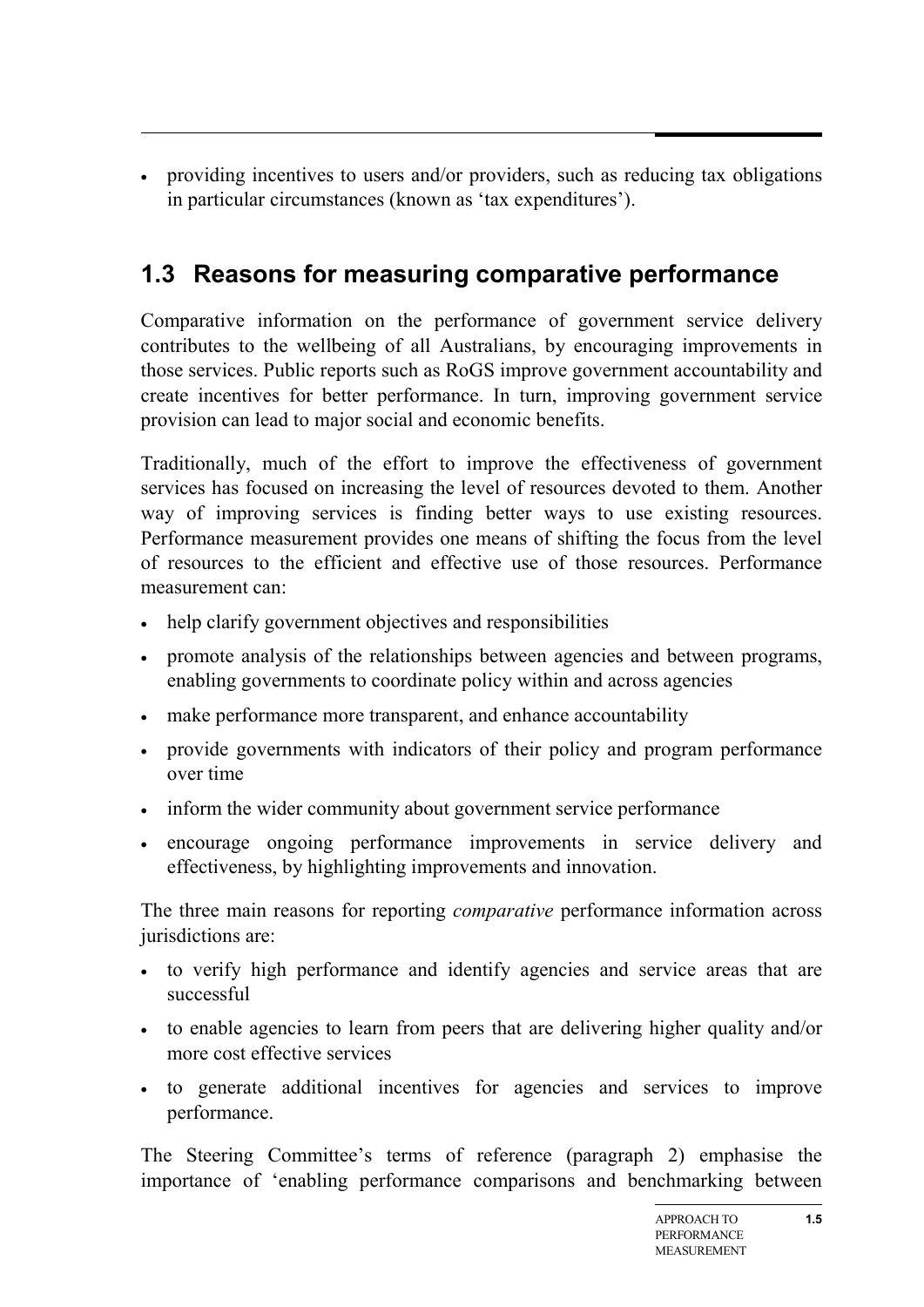- providing incentives to users and/or providers, such as reducing tax obligations in particular circumstances (known as 'tax expenditures').

## 1.3 Reasons for measuring comparative performance

Comparative information on the performance of government service delivery contributes to the wellbeing of all Australians, by encouraging improvements in those services. Public reports such as RoGS improve government accountability and create incentives for better performance. In turn, improving government service provision can lead to major social and economic benefits.

Traditionally, much of the effort to improve the effectiveness of government services has focused on increasing the level of resources devoted to them. Another way of improving services is finding better ways to use existing resources. Performance measurement provides one means of shifting the focus from the level of resources to the efficient and effective use of those resources. Performance measurement can:

- help clarify government objectives and responsibilities
- promote analysis of the relationships between agencies and between programs, enabling governments to coordinate policy within and across agencies
- make performance more transparent, and enhance accountability
- provide governments with indicators of their policy and program performance over time
- inform the wider community about government service performance
- encourage ongoing performance improvements in service delivery and effectiveness, by highlighting improvements and innovation.

The three main reasons for reporting *comparative* performance information across jurisdictions are:

- to verify high performance and identify agencies and service areas that are successful
- to enable agencies to learn from peers that are delivering higher quality and/or more cost effective services
- to generate additional incentives for agencies and services to improve performance.

The Steering Committee's terms of reference (paragraph 2) emphasise the importance of 'enabling performance comparisons and benchmarking between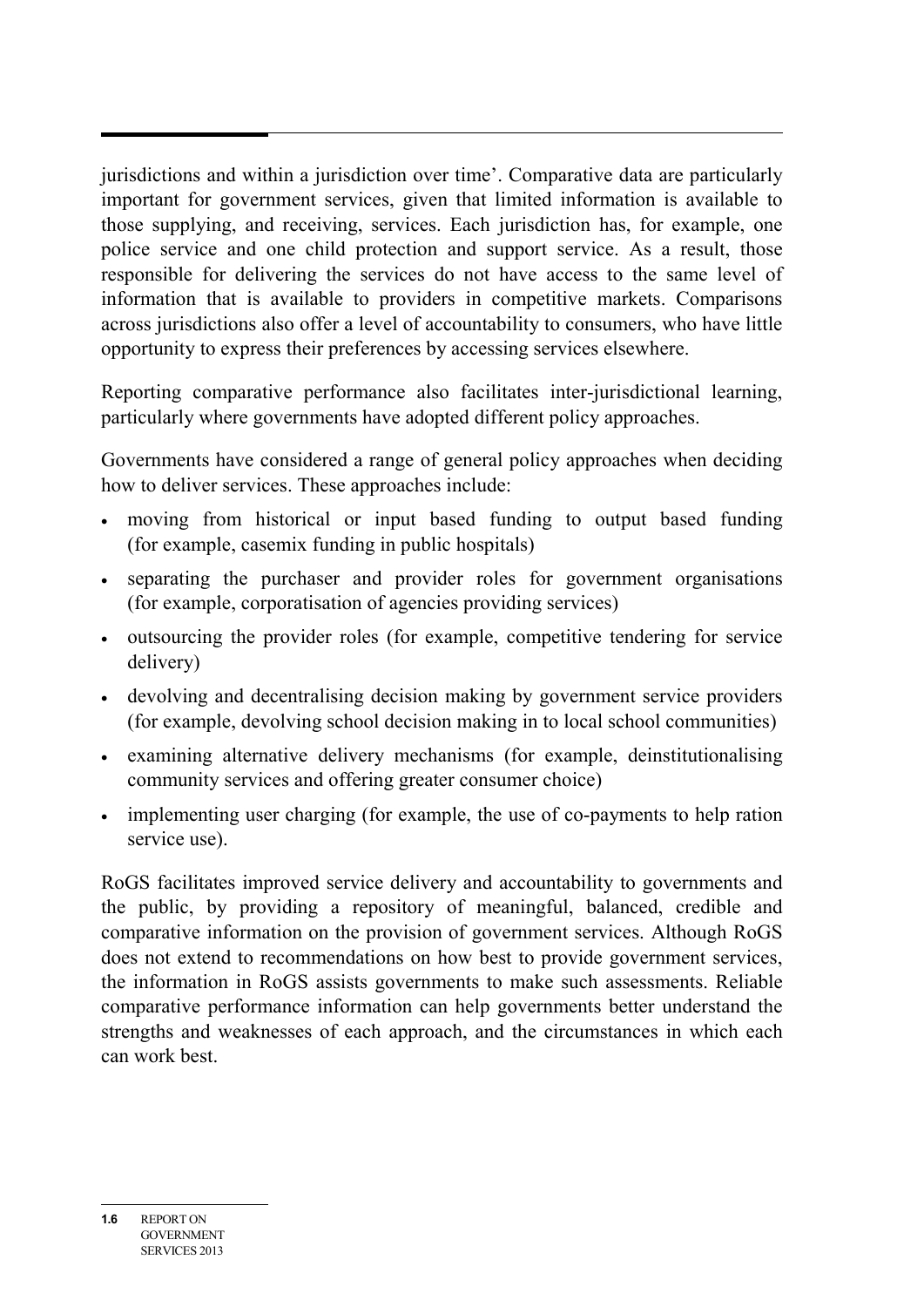jurisdictions and within a jurisdiction over time'. Comparative data are particularly important for government services, given that limited information is available to those supplying, and receiving, services. Each jurisdiction has, for example, one police service and one child protection and support service. As a result, those responsible for delivering the services do not have access to the same level of information that is available to providers in competitive markets. Comparisons across jurisdictions also offer a level of accountability to consumers, who have little opportunity to express their preferences by accessing services elsewhere.

Reporting comparative performance also facilitates inter-jurisdictional learning, particularly where governments have adopted different policy approaches.

Governments have considered a range of general policy approaches when deciding how to deliver services. These approaches include:

- moving from historical or input based funding to output based funding (for example, casemix funding in public hospitals)
- separating the purchaser and provider roles for government organisations (for example, corporatisation of agencies providing services)
- outsourcing the provider roles (for example, competitive tendering for service delivery)
- devolving and decentralising decision making by government service providers (for example, devolving school decision making in to local school communities)
- examining alternative delivery mechanisms (for example, deinstitutionalising community services and offering greater consumer choice)
- implementing user charging (for example, the use of co-payments to help ration service use).

RoGS facilitates improved service delivery and accountability to governments and the public, by providing a repository of meaningful, balanced, credible and comparative information on the provision of government services. Although RoGS does not extend to recommendations on how best to provide government services, the information in RoGS assists governments to make such assessments. Reliable comparative performance information can help governments better understand the strengths and weaknesses of each approach, and the circumstances in which each can work best.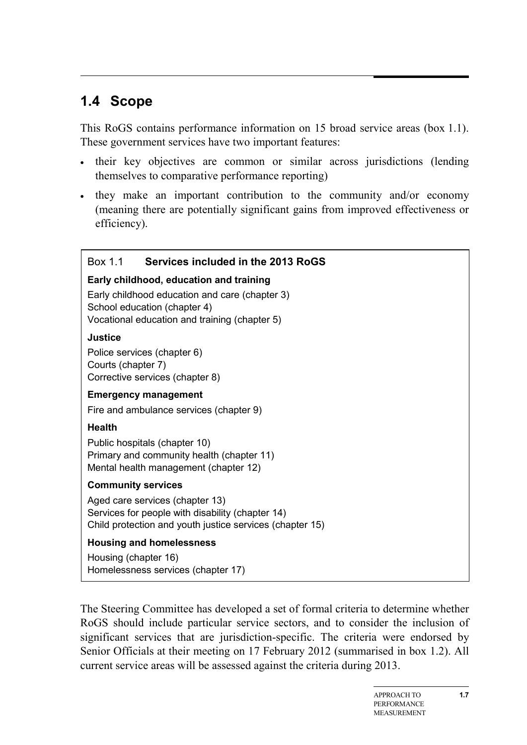## 1.4 Scope

This RoGS contains performance information on 15 broad service areas (box 1.1). These government services have two important features:

- their key objectives are common or similar across jurisdictions (lending themselves to comparative performance reporting)
- they make an important contribution to the community and/or economy (meaning there are potentially significant gains from improved effectiveness or efficiency).

> **Box 1.1 Services included in the 2013 RoGS**
>
> **Early childhood, education and training**
>
> Early childhood education and care (chapter 3)
> School education (chapter 4)
> Vocational education and training (chapter 5)
>
> **Justice**
>
> Police services (chapter 6)
> Courts (chapter 7)
> Corrective services (chapter 8)
>
> **Emergency management**
>
> Fire and ambulance services (chapter 9)
>
> **Health**
>
> Public hospitals (chapter 10)
> Primary and community health (chapter 11)
> Mental health management (chapter 12)
>
> **Community services**
>
> Aged care services (chapter 13)
> Services for people with disability (chapter 14)
> Child protection and youth justice services (chapter 15)
>
> **Housing and homelessness**
>
> Housing (chapter 16)
> Homelessness services (chapter 17)

The Steering Committee has developed a set of formal criteria to determine whether RoGS should include particular service sectors, and to consider the inclusion of significant services that are jurisdiction-specific. The criteria were endorsed by Senior Officials at their meeting on 17 February 2012 (summarised in box 1.2). All current service areas will be assessed against the criteria during 2013.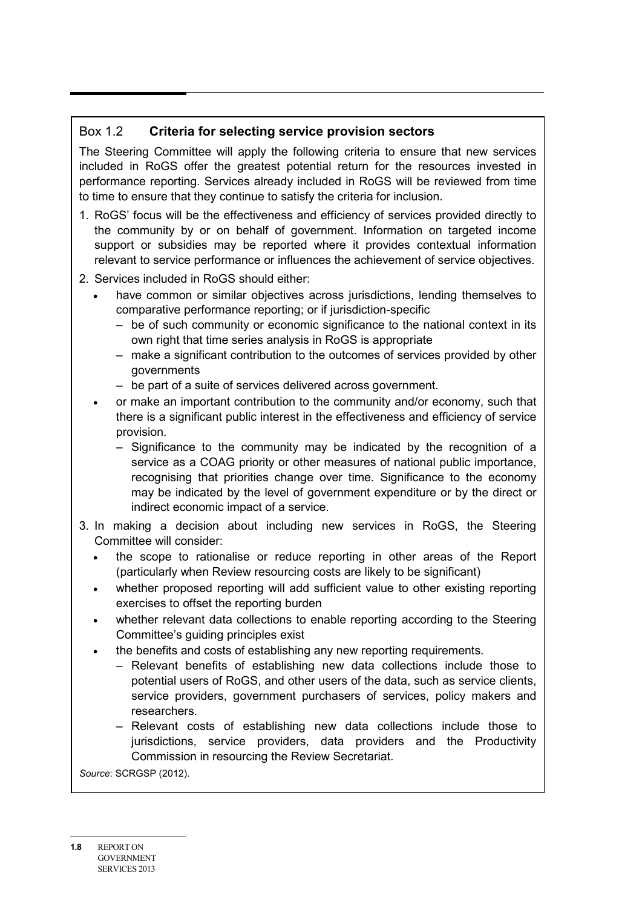### Box 1.2 **Criteria for selecting service provision sectors**

The Steering Committee will apply the following criteria to ensure that new services included in RoGS offer the greatest potential return for the resources invested in performance reporting. Services already included in RoGS will be reviewed from time to time to ensure that they continue to satisfy the criteria for inclusion.

1. RoGS' focus will be the effectiveness and efficiency of services provided directly to the community by or on behalf of government. Information on targeted income support or subsidies may be reported where it provides contextual information relevant to service performance or influences the achievement of service objectives.
2. Services included in RoGS should either:
   - have common or similar objectives across jurisdictions, lending themselves to comparative performance reporting; or if jurisdiction-specific
     - be of such community or economic significance to the national context in its own right that time series analysis in RoGS is appropriate
     - make a significant contribution to the outcomes of services provided by other governments
     - be part of a suite of services delivered across government.
   - or make an important contribution to the community and/or economy, such that there is a significant public interest in the effectiveness and efficiency of service provision.
     - Significance to the community may be indicated by the recognition of a service as a COAG priority or other measures of national public importance, recognising that priorities change over time. Significance to the economy may be indicated by the level of government expenditure or by the direct or indirect economic impact of a service.
3. In making a decision about including new services in RoGS, the Steering Committee will consider:
   - the scope to rationalise or reduce reporting in other areas of the Report (particularly when Review resourcing costs are likely to be significant)
   - whether proposed reporting will add sufficient value to other existing reporting exercises to offset the reporting burden
   - whether relevant data collections to enable reporting according to the Steering Committee's guiding principles exist
   - the benefits and costs of establishing any new reporting requirements.
     - Relevant benefits of establishing new data collections include those to potential users of RoGS, and other users of the data, such as service clients, service providers, government purchasers of services, policy makers and researchers.
     - Relevant costs of establishing new data collections include those to jurisdictions, service providers, data providers and the Productivity Commission in resourcing the Review Secretariat.

*Source*: SCRGSP (2012).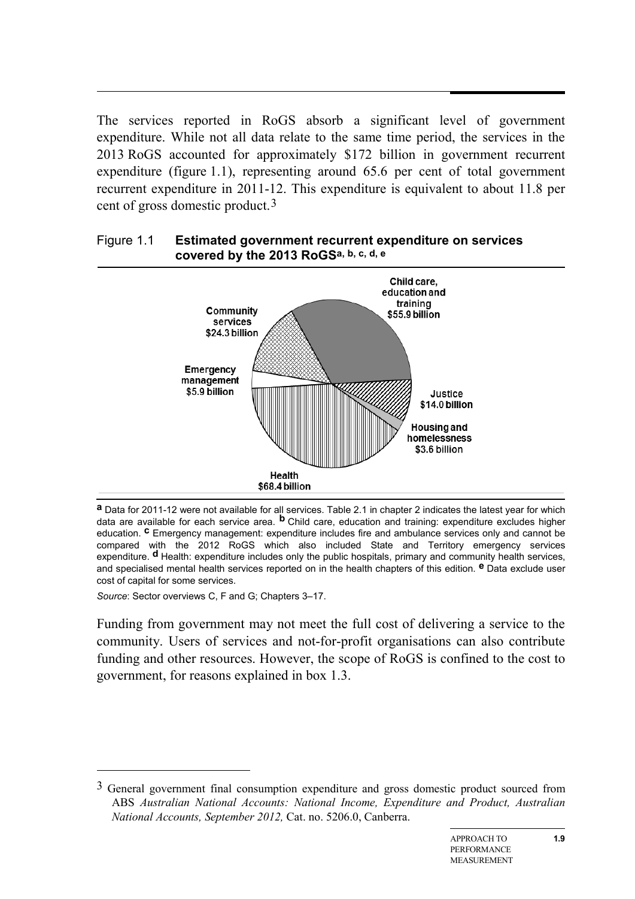The services reported in RoGS absorb a significant level of government expenditure. While not all data relate to the same time period, the services in the 2013 RoGS accounted for approximately $172 billion in government recurrent expenditure (figure 1.1), representing around 65.6 per cent of total government recurrent expenditure in 2011-12. This expenditure is equivalent to about 11.8 per cent of gross domestic product.[3]

Figure 1.1 **Estimated government recurrent expenditure on services covered by the 2013 RoGS[a, b, c, d, e]**

Child care, education and training $55.9 billion

Community services $24.3 billion

Emergency management $5.9 billion

Justice $14.0 billion

Housing and homelessness $3.6 billion

Health $68.4 billion

**a** Data for 2011-12 were not available for all services. Table 2.1 in chapter 2 indicates the latest year for which data are available for each service area. **b** Child care, education and training: expenditure excludes higher education. **c** Emergency management: expenditure includes fire and ambulance services only and cannot be compared with the 2012 RoGS which also included State and Territory emergency services expenditure. **d** Health: expenditure includes only the public hospitals, primary and community health services, and specialised mental health services reported on in the health chapters of this edition. **e** Data exclude user cost of capital for some services.

*Source*: Sector overviews C, F and G; Chapters 3–17.

Funding from government may not meet the full cost of delivering a service to the community. Users of services and not-for-profit organisations can also contribute funding and other resources. However, the scope of RoGS is confined to the cost to government, for reasons explained in box 1.3.

---

3 General government final consumption expenditure and gross domestic product sourced from ABS *Australian National Accounts: National Income, Expenditure and Product, Australian National Accounts, September 2012,* Cat. no. 5206.0, Canberra.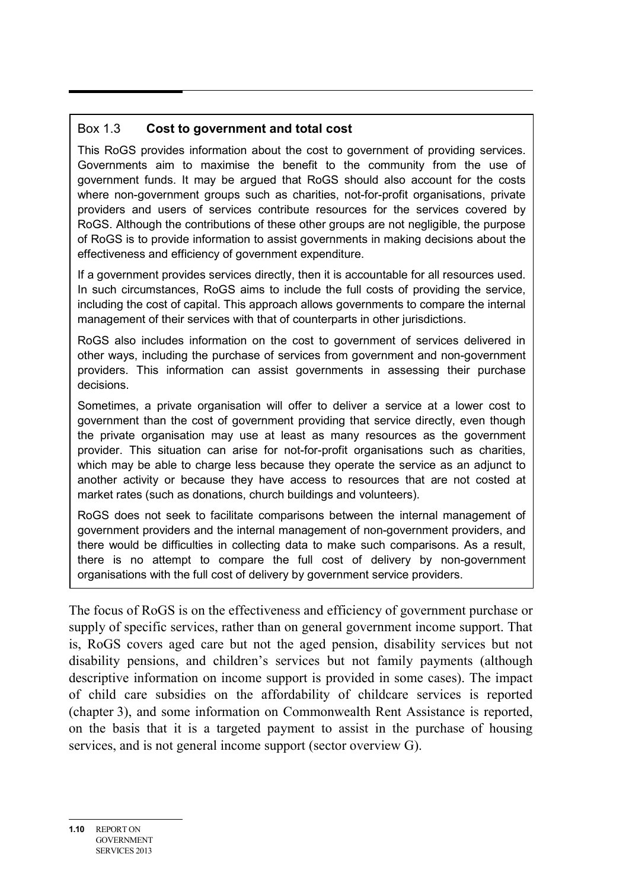### Box 1.3 **Cost to government and total cost**

This RoGS provides information about the cost to government of providing services. Governments aim to maximise the benefit to the community from the use of government funds. It may be argued that RoGS should also account for the costs where non-government groups such as charities, not-for-profit organisations, private providers and users of services contribute resources for the services covered by RoGS. Although the contributions of these other groups are not negligible, the purpose of RoGS is to provide information to assist governments in making decisions about the effectiveness and efficiency of government expenditure.

If a government provides services directly, then it is accountable for all resources used. In such circumstances, RoGS aims to include the full costs of providing the service, including the cost of capital. This approach allows governments to compare the internal management of their services with that of counterparts in other jurisdictions.

RoGS also includes information on the cost to government of services delivered in other ways, including the purchase of services from government and non-government providers. This information can assist governments in assessing their purchase decisions.

Sometimes, a private organisation will offer to deliver a service at a lower cost to government than the cost of government providing that service directly, even though the private organisation may use at least as many resources as the government provider. This situation can arise for not-for-profit organisations such as charities, which may be able to charge less because they operate the service as an adjunct to another activity or because they have access to resources that are not costed at market rates (such as donations, church buildings and volunteers).

RoGS does not seek to facilitate comparisons between the internal management of government providers and the internal management of non-government providers, and there would be difficulties in collecting data to make such comparisons. As a result, there is no attempt to compare the full cost of delivery by non-government organisations with the full cost of delivery by government service providers.

The focus of RoGS is on the effectiveness and efficiency of government purchase or supply of specific services, rather than on general government income support. That is, RoGS covers aged care but not the aged pension, disability services but not disability pensions, and children's services but not family payments (although descriptive information on income support is provided in some cases). The impact of child care subsidies on the affordability of childcare services is reported (chapter 3), and some information on Commonwealth Rent Assistance is reported, on the basis that it is a targeted payment to assist in the purchase of housing services, and is not general income support (sector overview G).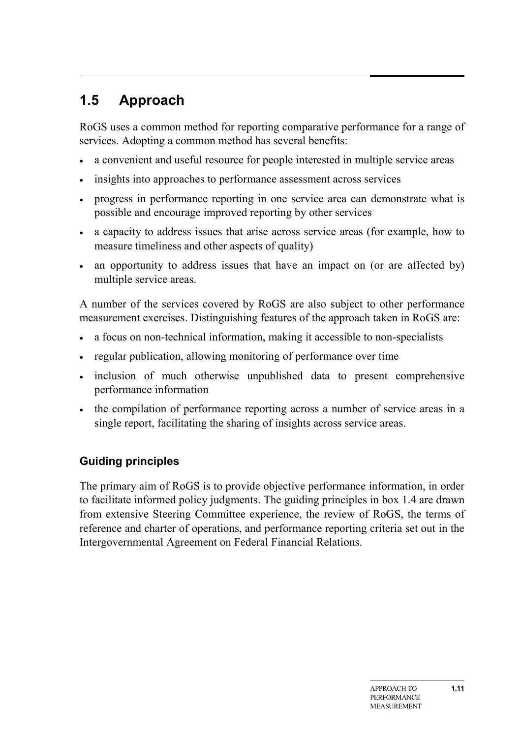## 1.5 Approach

RoGS uses a common method for reporting comparative performance for a range of services. Adopting a common method has several benefits:

- a convenient and useful resource for people interested in multiple service areas
- insights into approaches to performance assessment across services
- progress in performance reporting in one service area can demonstrate what is possible and encourage improved reporting by other services
- a capacity to address issues that arise across service areas (for example, how to measure timeliness and other aspects of quality)
- an opportunity to address issues that have an impact on (or are affected by) multiple service areas.

A number of the services covered by RoGS are also subject to other performance measurement exercises. Distinguishing features of the approach taken in RoGS are:

- a focus on non-technical information, making it accessible to non-specialists
- regular publication, allowing monitoring of performance over time
- inclusion of much otherwise unpublished data to present comprehensive performance information
- the compilation of performance reporting across a number of service areas in a single report, facilitating the sharing of insights across service areas.

### Guiding principles

The primary aim of RoGS is to provide objective performance information, in order to facilitate informed policy judgments. The guiding principles in box 1.4 are drawn from extensive Steering Committee experience, the review of RoGS, the terms of reference and charter of operations, and performance reporting criteria set out in the Intergovernmental Agreement on Federal Financial Relations.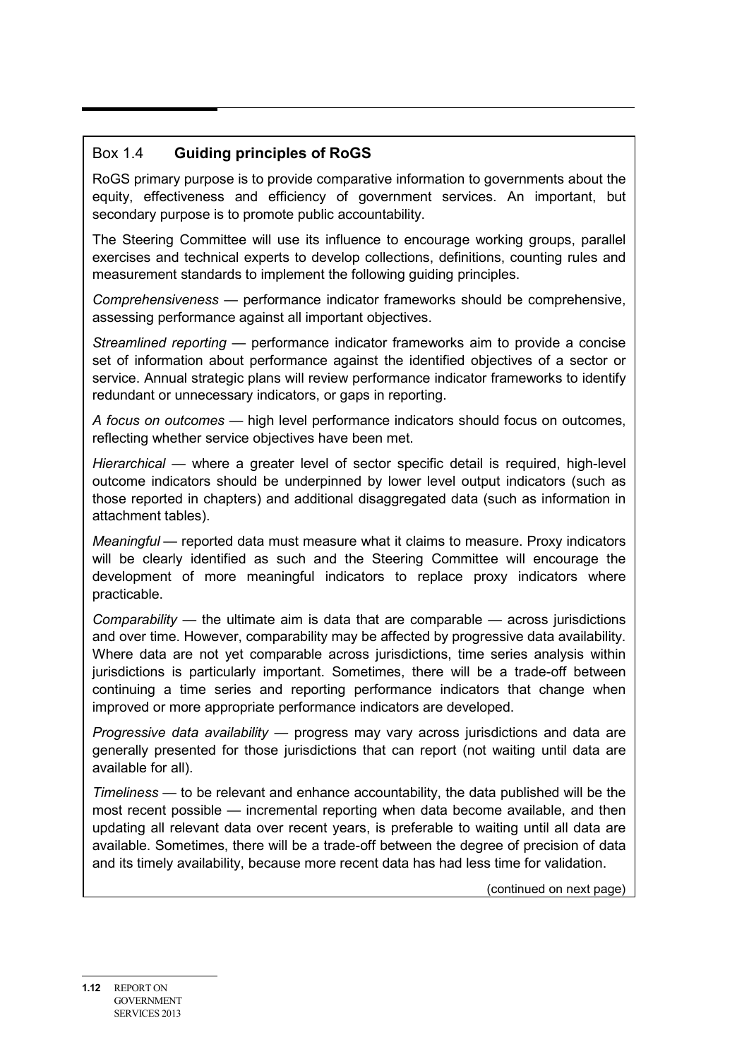### Box 1.4 **Guiding principles of RoGS**

RoGS primary purpose is to provide comparative information to governments about the equity, effectiveness and efficiency of government services. An important, but secondary purpose is to promote public accountability.

The Steering Committee will use its influence to encourage working groups, parallel exercises and technical experts to develop collections, definitions, counting rules and measurement standards to implement the following guiding principles.

*Comprehensiveness* — performance indicator frameworks should be comprehensive, assessing performance against all important objectives.

*Streamlined reporting* — performance indicator frameworks aim to provide a concise set of information about performance against the identified objectives of a sector or service. Annual strategic plans will review performance indicator frameworks to identify redundant or unnecessary indicators, or gaps in reporting.

*A focus on outcomes* — high level performance indicators should focus on outcomes, reflecting whether service objectives have been met.

*Hierarchical* — where a greater level of sector specific detail is required, high-level outcome indicators should be underpinned by lower level output indicators (such as those reported in chapters) and additional disaggregated data (such as information in attachment tables).

*Meaningful* — reported data must measure what it claims to measure. Proxy indicators will be clearly identified as such and the Steering Committee will encourage the development of more meaningful indicators to replace proxy indicators where practicable.

*Comparability* — the ultimate aim is data that are comparable — across jurisdictions and over time. However, comparability may be affected by progressive data availability. Where data are not yet comparable across jurisdictions, time series analysis within jurisdictions is particularly important. Sometimes, there will be a trade-off between continuing a time series and reporting performance indicators that change when improved or more appropriate performance indicators are developed.

*Progressive data availability* — progress may vary across jurisdictions and data are generally presented for those jurisdictions that can report (not waiting until data are available for all).

*Timeliness* — to be relevant and enhance accountability, the data published will be the most recent possible — incremental reporting when data become available, and then updating all relevant data over recent years, is preferable to waiting until all data are available. Sometimes, there will be a trade-off between the degree of precision of data and its timely availability, because more recent data has had less time for validation.

(continued on next page)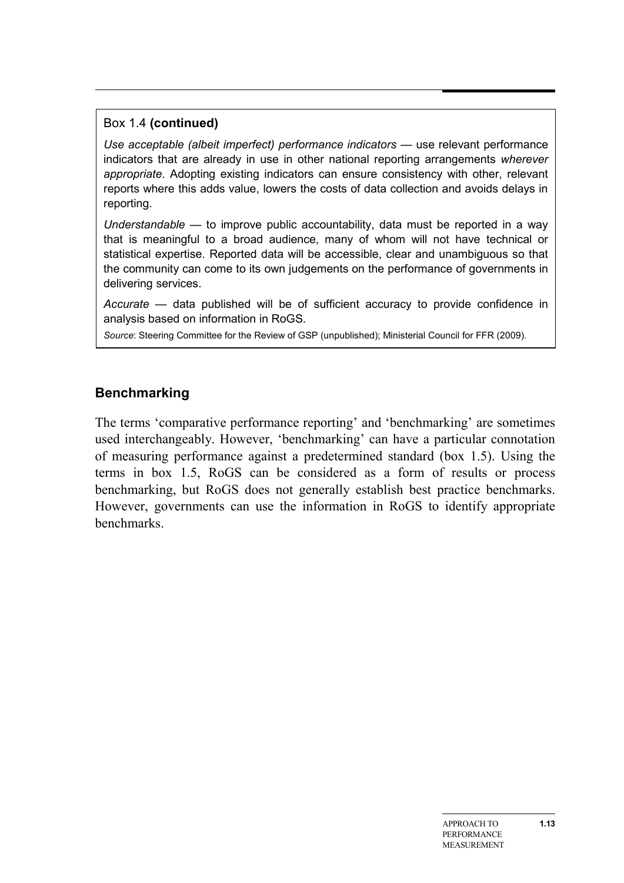Box 1.4 **(continued)**

*Use acceptable (albeit imperfect) performance indicators* — use relevant performance indicators that are already in use in other national reporting arrangements *wherever appropriate*. Adopting existing indicators can ensure consistency with other, relevant reports where this adds value, lowers the costs of data collection and avoids delays in reporting.

*Understandable* — to improve public accountability, data must be reported in a way that is meaningful to a broad audience, many of whom will not have technical or statistical expertise. Reported data will be accessible, clear and unambiguous so that the community can come to its own judgements on the performance of governments in delivering services.

*Accurate* — data published will be of sufficient accuracy to provide confidence in analysis based on information in RoGS.

*Source*: Steering Committee for the Review of GSP (unpublished); Ministerial Council for FFR (2009).

### Benchmarking

The terms 'comparative performance reporting' and 'benchmarking' are sometimes used interchangeably. However, 'benchmarking' can have a particular connotation of measuring performance against a predetermined standard (box 1.5). Using the terms in box 1.5, RoGS can be considered as a form of results or process benchmarking, but RoGS does not generally establish best practice benchmarks. However, governments can use the information in RoGS to identify appropriate benchmarks.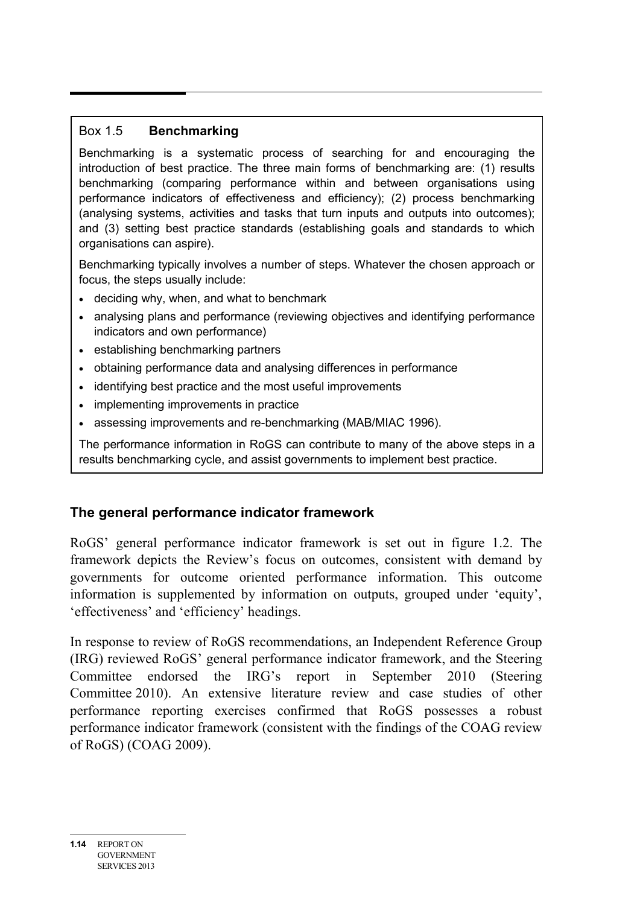**Box 1.5 Benchmarking**

Benchmarking is a systematic process of searching for and encouraging the introduction of best practice. The three main forms of benchmarking are: (1) results benchmarking (comparing performance within and between organisations using performance indicators of effectiveness and efficiency); (2) process benchmarking (analysing systems, activities and tasks that turn inputs and outputs into outcomes); and (3) setting best practice standards (establishing goals and standards to which organisations can aspire).

Benchmarking typically involves a number of steps. Whatever the chosen approach or focus, the steps usually include:

- deciding why, when, and what to benchmark
- analysing plans and performance (reviewing objectives and identifying performance indicators and own performance)
- establishing benchmarking partners
- obtaining performance data and analysing differences in performance
- identifying best practice and the most useful improvements
- implementing improvements in practice
- assessing improvements and re-benchmarking (MAB/MIAC 1996).

The performance information in RoGS can contribute to many of the above steps in a results benchmarking cycle, and assist governments to implement best practice.

### The general performance indicator framework

RoGS' general performance indicator framework is set out in figure 1.2. The framework depicts the Review's focus on outcomes, consistent with demand by governments for outcome oriented performance information. This outcome information is supplemented by information on outputs, grouped under 'equity', 'effectiveness' and 'efficiency' headings.

In response to review of RoGS recommendations, an Independent Reference Group (IRG) reviewed RoGS' general performance indicator framework, and the Steering Committee endorsed the IRG's report in September 2010 (Steering Committee 2010). An extensive literature review and case studies of other performance reporting exercises confirmed that RoGS possesses a robust performance indicator framework (consistent with the findings of the COAG review of RoGS) (COAG 2009).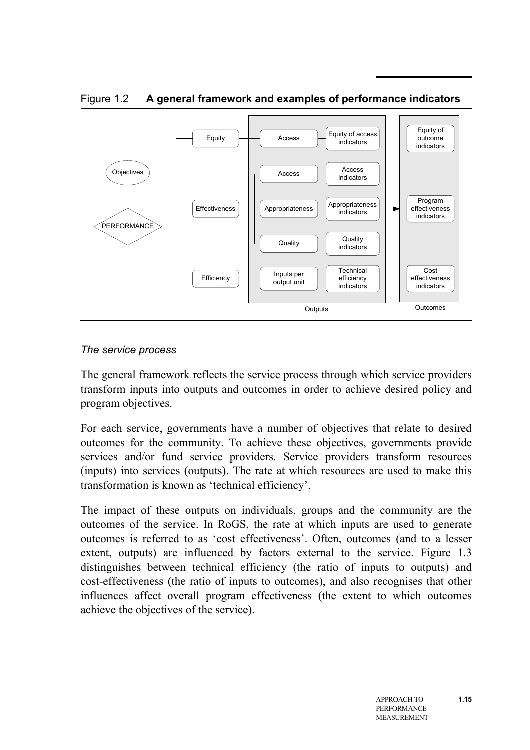Figure 1.2 **A general framework and examples of performance indicators**

*The service process*

The general framework reflects the service process through which service providers transform inputs into outputs and outcomes in order to achieve desired policy and program objectives.

For each service, governments have a number of objectives that relate to desired outcomes for the community. To achieve these objectives, governments provide services and/or fund service providers. Service providers transform resources (inputs) into services (outputs). The rate at which resources are used to make this transformation is known as 'technical efficiency'.

The impact of these outputs on individuals, groups and the community are the outcomes of the service. In RoGS, the rate at which inputs are used to generate outcomes is referred to as 'cost effectiveness'. Often, outcomes (and to a lesser extent, outputs) are influenced by factors external to the service. Figure 1.3 distinguishes between technical efficiency (the ratio of inputs to outputs) and cost-effectiveness (the ratio of inputs to outcomes), and also recognises that other influences affect overall program effectiveness (the extent to which outcomes achieve the objectives of the service).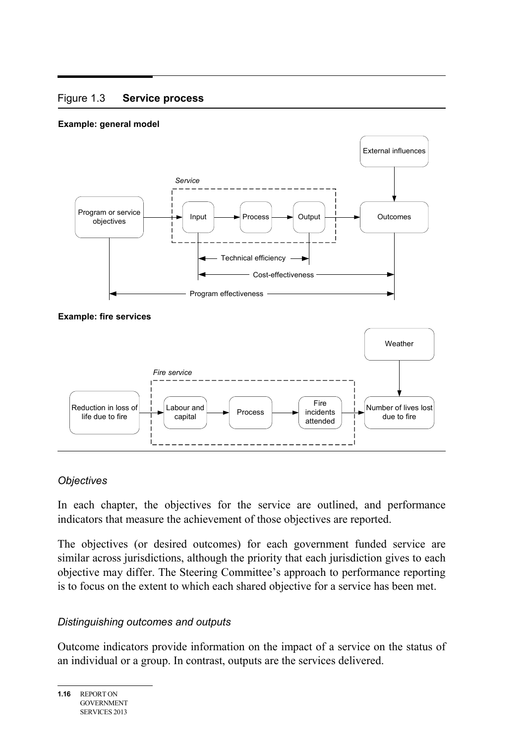Figure 1.3 **Service process**

**Example: general model**

External influences

*Service*

Program or service objectives → Input → Process → Output → Outcomes

Technical efficiency

Cost-effectiveness

Program effectiveness

**Example: fire services**

Weather

*Fire service*

Reduction in loss of life due to fire → Labour and capital → Process → Fire incidents attended → Number of lives lost due to fire

### *Objectives*

In each chapter, the objectives for the service are outlined, and performance indicators that measure the achievement of those objectives are reported.

The objectives (or desired outcomes) for each government funded service are similar across jurisdictions, although the priority that each jurisdiction gives to each objective may differ. The Steering Committee's approach to performance reporting is to focus on the extent to which each shared objective for a service has been met.

### *Distinguishing outcomes and outputs*

Outcome indicators provide information on the impact of a service on the status of an individual or a group. In contrast, outputs are the services delivered.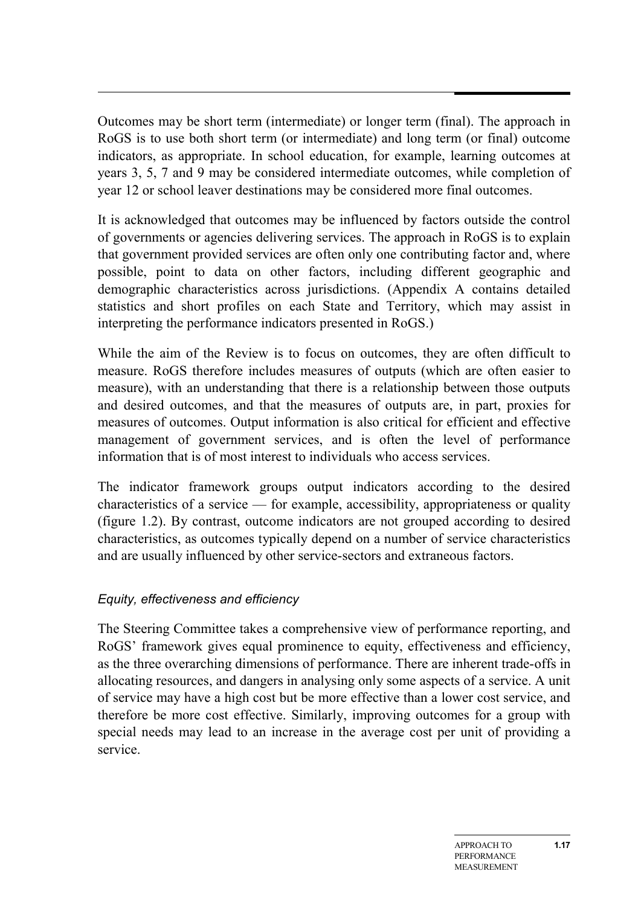Outcomes may be short term (intermediate) or longer term (final). The approach in RoGS is to use both short term (or intermediate) and long term (or final) outcome indicators, as appropriate. In school education, for example, learning outcomes at years 3, 5, 7 and 9 may be considered intermediate outcomes, while completion of year 12 or school leaver destinations may be considered more final outcomes.

It is acknowledged that outcomes may be influenced by factors outside the control of governments or agencies delivering services. The approach in RoGS is to explain that government provided services are often only one contributing factor and, where possible, point to data on other factors, including different geographic and demographic characteristics across jurisdictions. (Appendix A contains detailed statistics and short profiles on each State and Territory, which may assist in interpreting the performance indicators presented in RoGS.)

While the aim of the Review is to focus on outcomes, they are often difficult to measure. RoGS therefore includes measures of outputs (which are often easier to measure), with an understanding that there is a relationship between those outputs and desired outcomes, and that the measures of outputs are, in part, proxies for measures of outcomes. Output information is also critical for efficient and effective management of government services, and is often the level of performance information that is of most interest to individuals who access services.

The indicator framework groups output indicators according to the desired characteristics of a service — for example, accessibility, appropriateness or quality (figure 1.2). By contrast, outcome indicators are not grouped according to desired characteristics, as outcomes typically depend on a number of service characteristics and are usually influenced by other service-sectors and extraneous factors.

### *Equity, effectiveness and efficiency*

The Steering Committee takes a comprehensive view of performance reporting, and RoGS' framework gives equal prominence to equity, effectiveness and efficiency, as the three overarching dimensions of performance. There are inherent trade-offs in allocating resources, and dangers in analysing only some aspects of a service. A unit of service may have a high cost but be more effective than a lower cost service, and therefore be more cost effective. Similarly, improving outcomes for a group with special needs may lead to an increase in the average cost per unit of providing a service.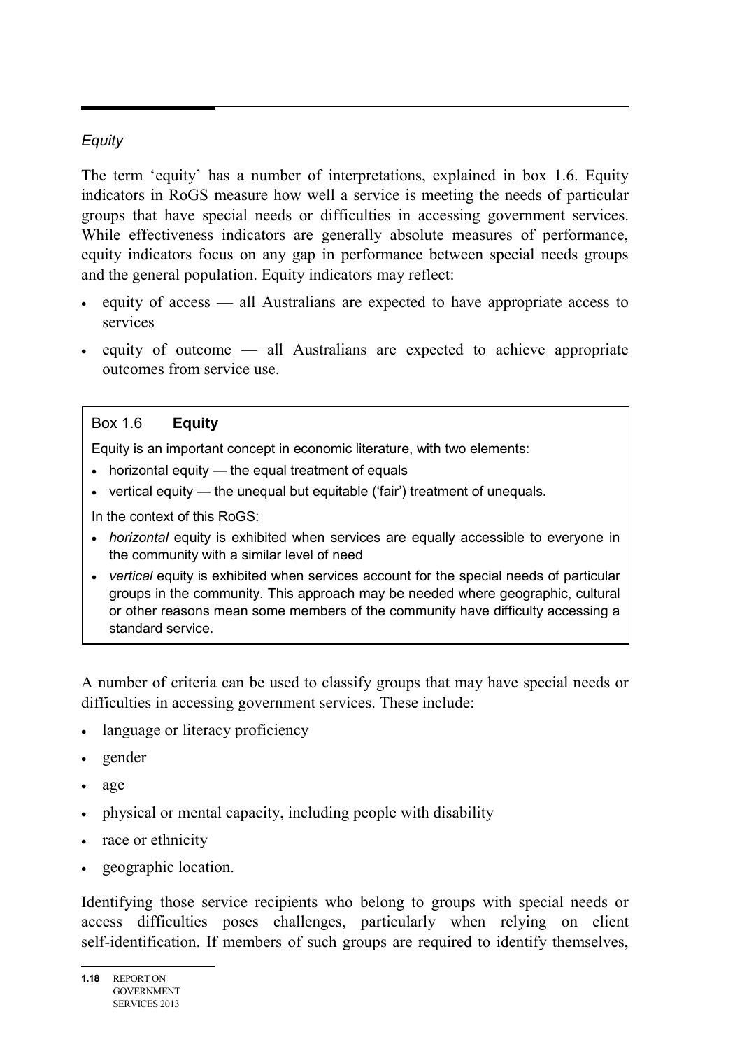*Equity*

The term 'equity' has a number of interpretations, explained in box 1.6. Equity indicators in RoGS measure how well a service is meeting the needs of particular groups that have special needs or difficulties in accessing government services. While effectiveness indicators are generally absolute measures of performance, equity indicators focus on any gap in performance between special needs groups and the general population. Equity indicators may reflect:

- equity of access — all Australians are expected to have appropriate access to services
- equity of outcome — all Australians are expected to achieve appropriate outcomes from service use.

> Box 1.6 **Equity**
>
> Equity is an important concept in economic literature, with two elements:
>
> - horizontal equity — the equal treatment of equals
> - vertical equity — the unequal but equitable ('fair') treatment of unequals.
>
> In the context of this RoGS:
>
> - *horizontal* equity is exhibited when services are equally accessible to everyone in the community with a similar level of need
> - *vertical* equity is exhibited when services account for the special needs of particular groups in the community. This approach may be needed where geographic, cultural or other reasons mean some members of the community have difficulty accessing a standard service.

A number of criteria can be used to classify groups that may have special needs or difficulties in accessing government services. These include:

- language or literacy proficiency
- gender
- age
- physical or mental capacity, including people with disability
- race or ethnicity
- geographic location.

Identifying those service recipients who belong to groups with special needs or access difficulties poses challenges, particularly when relying on client self-identification. If members of such groups are required to identify themselves,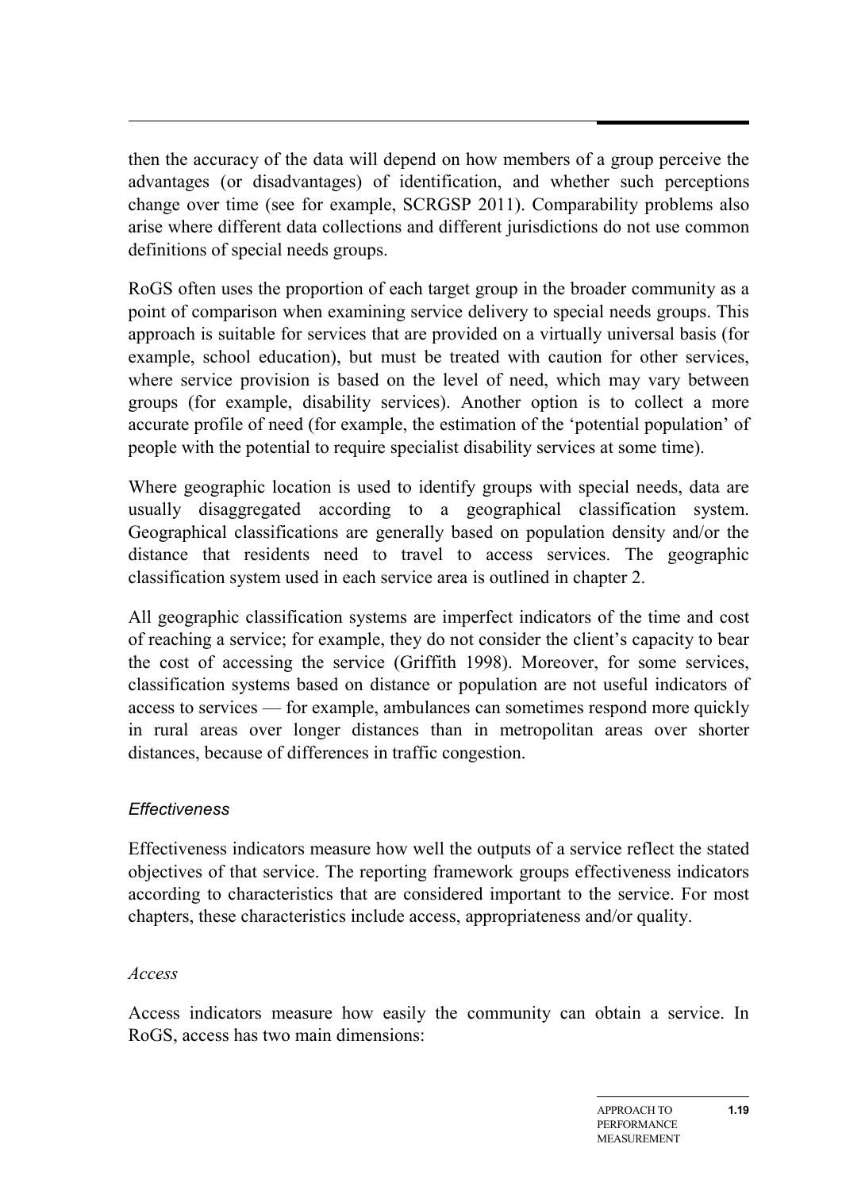then the accuracy of the data will depend on how members of a group perceive the advantages (or disadvantages) of identification, and whether such perceptions change over time (see for example, SCRGSP 2011). Comparability problems also arise where different data collections and different jurisdictions do not use common definitions of special needs groups.

RoGS often uses the proportion of each target group in the broader community as a point of comparison when examining service delivery to special needs groups. This approach is suitable for services that are provided on a virtually universal basis (for example, school education), but must be treated with caution for other services, where service provision is based on the level of need, which may vary between groups (for example, disability services). Another option is to collect a more accurate profile of need (for example, the estimation of the 'potential population' of people with the potential to require specialist disability services at some time).

Where geographic location is used to identify groups with special needs, data are usually disaggregated according to a geographical classification system. Geographical classifications are generally based on population density and/or the distance that residents need to travel to access services. The geographic classification system used in each service area is outlined in chapter 2.

All geographic classification systems are imperfect indicators of the time and cost of reaching a service; for example, they do not consider the client's capacity to bear the cost of accessing the service (Griffith 1998). Moreover, for some services, classification systems based on distance or population are not useful indicators of access to services — for example, ambulances can sometimes respond more quickly in rural areas over longer distances than in metropolitan areas over shorter distances, because of differences in traffic congestion.

### *Effectiveness*

Effectiveness indicators measure how well the outputs of a service reflect the stated objectives of that service. The reporting framework groups effectiveness indicators according to characteristics that are considered important to the service. For most chapters, these characteristics include access, appropriateness and/or quality.

#### *Access*

Access indicators measure how easily the community can obtain a service. In RoGS, access has two main dimensions: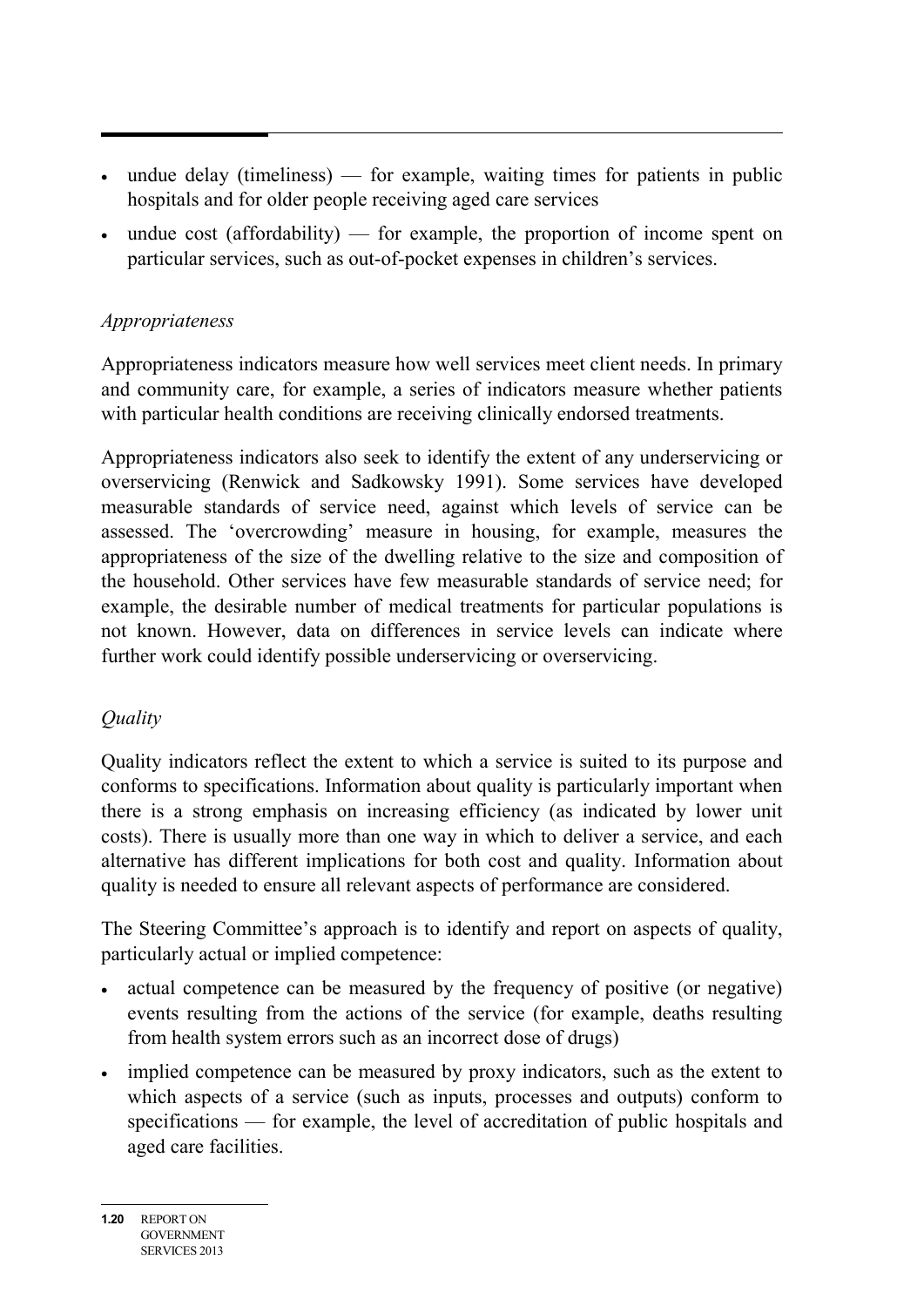- undue delay (timeliness) — for example, waiting times for patients in public hospitals and for older people receiving aged care services
- undue cost (affordability) — for example, the proportion of income spent on particular services, such as out-of-pocket expenses in children's services.

*Appropriateness*

Appropriateness indicators measure how well services meet client needs. In primary and community care, for example, a series of indicators measure whether patients with particular health conditions are receiving clinically endorsed treatments.

Appropriateness indicators also seek to identify the extent of any underservicing or overservicing (Renwick and Sadkowsky 1991). Some services have developed measurable standards of service need, against which levels of service can be assessed. The 'overcrowding' measure in housing, for example, measures the appropriateness of the size of the dwelling relative to the size and composition of the household. Other services have few measurable standards of service need; for example, the desirable number of medical treatments for particular populations is not known. However, data on differences in service levels can indicate where further work could identify possible underservicing or overservicing.

*Quality*

Quality indicators reflect the extent to which a service is suited to its purpose and conforms to specifications. Information about quality is particularly important when there is a strong emphasis on increasing efficiency (as indicated by lower unit costs). There is usually more than one way in which to deliver a service, and each alternative has different implications for both cost and quality. Information about quality is needed to ensure all relevant aspects of performance are considered.

The Steering Committee's approach is to identify and report on aspects of quality, particularly actual or implied competence:

- actual competence can be measured by the frequency of positive (or negative) events resulting from the actions of the service (for example, deaths resulting from health system errors such as an incorrect dose of drugs)
- implied competence can be measured by proxy indicators, such as the extent to which aspects of a service (such as inputs, processes and outputs) conform to specifications — for example, the level of accreditation of public hospitals and aged care facilities.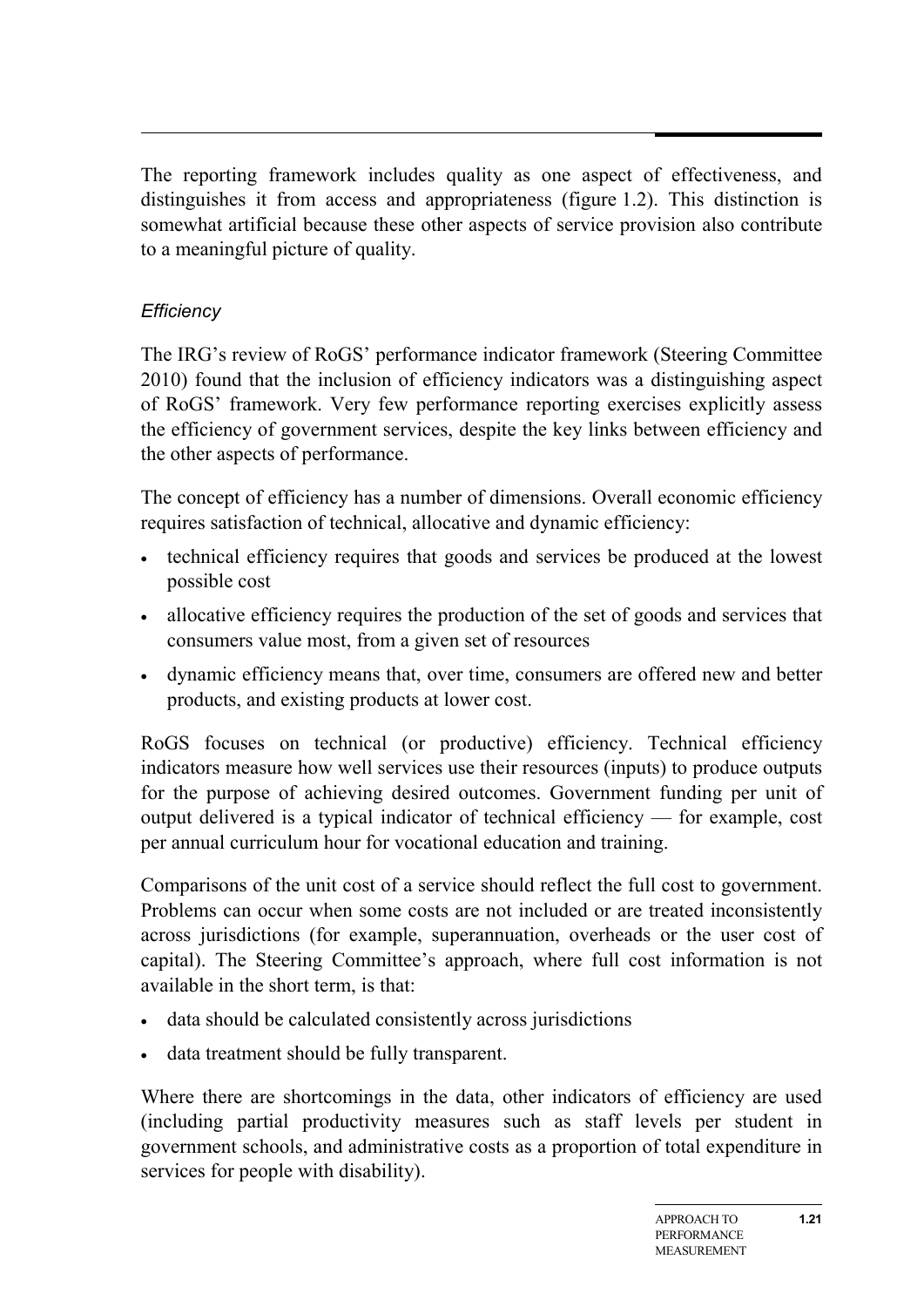The reporting framework includes quality as one aspect of effectiveness, and distinguishes it from access and appropriateness (figure 1.2). This distinction is somewhat artificial because these other aspects of service provision also contribute to a meaningful picture of quality.

### *Efficiency*

The IRG's review of RoGS' performance indicator framework (Steering Committee 2010) found that the inclusion of efficiency indicators was a distinguishing aspect of RoGS' framework. Very few performance reporting exercises explicitly assess the efficiency of government services, despite the key links between efficiency and the other aspects of performance.

The concept of efficiency has a number of dimensions. Overall economic efficiency requires satisfaction of technical, allocative and dynamic efficiency:

- technical efficiency requires that goods and services be produced at the lowest possible cost
- allocative efficiency requires the production of the set of goods and services that consumers value most, from a given set of resources
- dynamic efficiency means that, over time, consumers are offered new and better products, and existing products at lower cost.

RoGS focuses on technical (or productive) efficiency. Technical efficiency indicators measure how well services use their resources (inputs) to produce outputs for the purpose of achieving desired outcomes. Government funding per unit of output delivered is a typical indicator of technical efficiency — for example, cost per annual curriculum hour for vocational education and training.

Comparisons of the unit cost of a service should reflect the full cost to government. Problems can occur when some costs are not included or are treated inconsistently across jurisdictions (for example, superannuation, overheads or the user cost of capital). The Steering Committee's approach, where full cost information is not available in the short term, is that:

- data should be calculated consistently across jurisdictions
- data treatment should be fully transparent.

Where there are shortcomings in the data, other indicators of efficiency are used (including partial productivity measures such as staff levels per student in government schools, and administrative costs as a proportion of total expenditure in services for people with disability).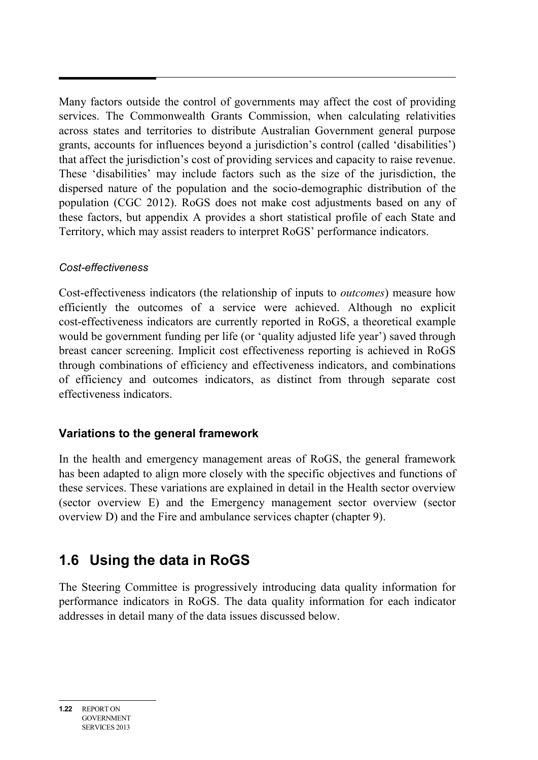Many factors outside the control of governments may affect the cost of providing services. The Commonwealth Grants Commission, when calculating relativities across states and territories to distribute Australian Government general purpose grants, accounts for influences beyond a jurisdiction's control (called 'disabilities') that affect the jurisdiction's cost of providing services and capacity to raise revenue. These 'disabilities' may include factors such as the size of the jurisdiction, the dispersed nature of the population and the socio-demographic distribution of the population (CGC 2012). RoGS does not make cost adjustments based on any of these factors, but appendix A provides a short statistical profile of each State and Territory, which may assist readers to interpret RoGS' performance indicators.

*Cost-effectiveness*

Cost-effectiveness indicators (the relationship of inputs to *outcomes*) measure how efficiently the outcomes of a service were achieved. Although no explicit cost-effectiveness indicators are currently reported in RoGS, a theoretical example would be government funding per life (or 'quality adjusted life year') saved through breast cancer screening. Implicit cost effectiveness reporting is achieved in RoGS through combinations of efficiency and effectiveness indicators, and combinations of efficiency and outcomes indicators, as distinct from through separate cost effectiveness indicators.

### Variations to the general framework

In the health and emergency management areas of RoGS, the general framework has been adapted to align more closely with the specific objectives and functions of these services. These variations are explained in detail in the Health sector overview (sector overview E) and the Emergency management sector overview (sector overview D) and the Fire and ambulance services chapter (chapter 9).

## 1.6 Using the data in RoGS

The Steering Committee is progressively introducing data quality information for performance indicators in RoGS. The data quality information for each indicator addresses in detail many of the data issues discussed below.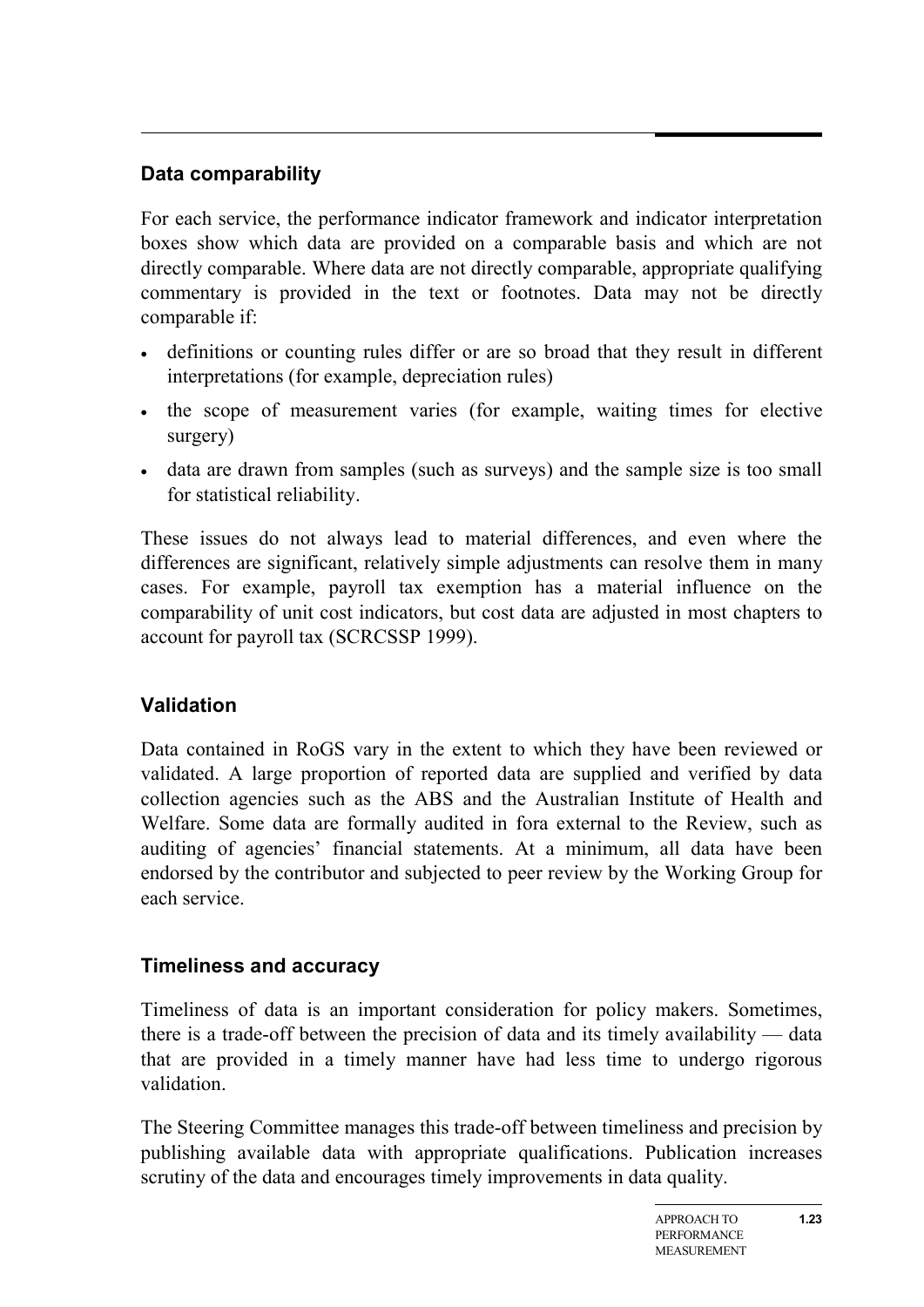### Data comparability

For each service, the performance indicator framework and indicator interpretation boxes show which data are provided on a comparable basis and which are not directly comparable. Where data are not directly comparable, appropriate qualifying commentary is provided in the text or footnotes. Data may not be directly comparable if:

- definitions or counting rules differ or are so broad that they result in different interpretations (for example, depreciation rules)
- the scope of measurement varies (for example, waiting times for elective surgery)
- data are drawn from samples (such as surveys) and the sample size is too small for statistical reliability.

These issues do not always lead to material differences, and even where the differences are significant, relatively simple adjustments can resolve them in many cases. For example, payroll tax exemption has a material influence on the comparability of unit cost indicators, but cost data are adjusted in most chapters to account for payroll tax (SCRCSSP 1999).

### Validation

Data contained in RoGS vary in the extent to which they have been reviewed or validated. A large proportion of reported data are supplied and verified by data collection agencies such as the ABS and the Australian Institute of Health and Welfare. Some data are formally audited in fora external to the Review, such as auditing of agencies' financial statements. At a minimum, all data have been endorsed by the contributor and subjected to peer review by the Working Group for each service.

### Timeliness and accuracy

Timeliness of data is an important consideration for policy makers. Sometimes, there is a trade-off between the precision of data and its timely availability — data that are provided in a timely manner have had less time to undergo rigorous validation.

The Steering Committee manages this trade-off between timeliness and precision by publishing available data with appropriate qualifications. Publication increases scrutiny of the data and encourages timely improvements in data quality.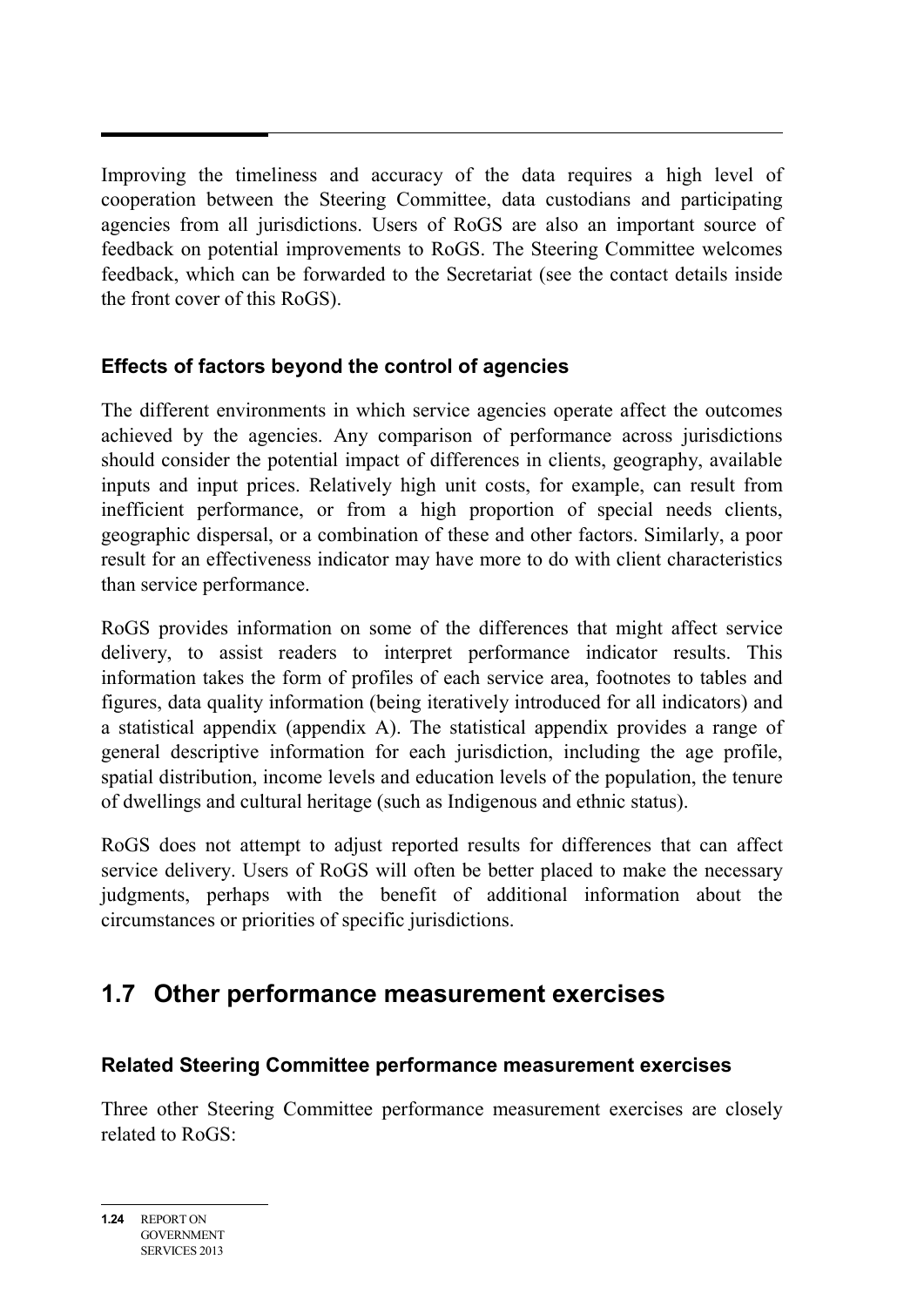Improving the timeliness and accuracy of the data requires a high level of cooperation between the Steering Committee, data custodians and participating agencies from all jurisdictions. Users of RoGS are also an important source of feedback on potential improvements to RoGS. The Steering Committee welcomes feedback, which can be forwarded to the Secretariat (see the contact details inside the front cover of this RoGS).

### Effects of factors beyond the control of agencies

The different environments in which service agencies operate affect the outcomes achieved by the agencies. Any comparison of performance across jurisdictions should consider the potential impact of differences in clients, geography, available inputs and input prices. Relatively high unit costs, for example, can result from inefficient performance, or from a high proportion of special needs clients, geographic dispersal, or a combination of these and other factors. Similarly, a poor result for an effectiveness indicator may have more to do with client characteristics than service performance.

RoGS provides information on some of the differences that might affect service delivery, to assist readers to interpret performance indicator results. This information takes the form of profiles of each service area, footnotes to tables and figures, data quality information (being iteratively introduced for all indicators) and a statistical appendix (appendix A). The statistical appendix provides a range of general descriptive information for each jurisdiction, including the age profile, spatial distribution, income levels and education levels of the population, the tenure of dwellings and cultural heritage (such as Indigenous and ethnic status).

RoGS does not attempt to adjust reported results for differences that can affect service delivery. Users of RoGS will often be better placed to make the necessary judgments, perhaps with the benefit of additional information about the circumstances or priorities of specific jurisdictions.

## 1.7 Other performance measurement exercises

### Related Steering Committee performance measurement exercises

Three other Steering Committee performance measurement exercises are closely related to RoGS: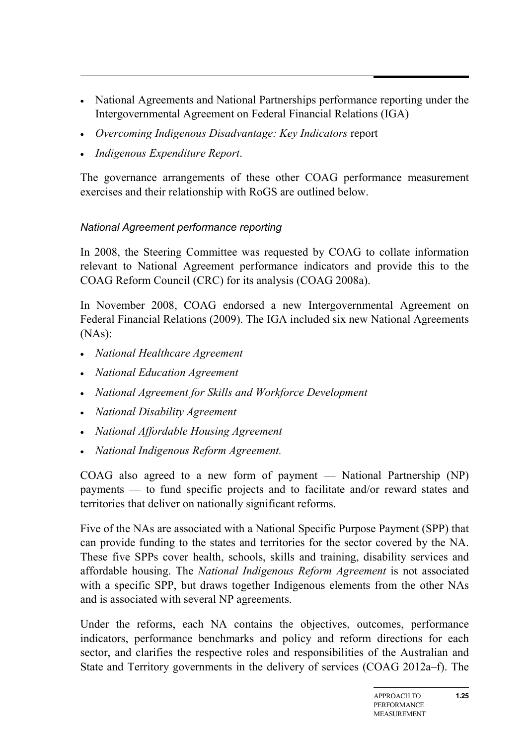- National Agreements and National Partnerships performance reporting under the Intergovernmental Agreement on Federal Financial Relations (IGA)
- *Overcoming Indigenous Disadvantage: Key Indicators* report
- *Indigenous Expenditure Report*.

The governance arrangements of these other COAG performance measurement exercises and their relationship with RoGS are outlined below.

### *National Agreement performance reporting*

In 2008, the Steering Committee was requested by COAG to collate information relevant to National Agreement performance indicators and provide this to the COAG Reform Council (CRC) for its analysis (COAG 2008a).

In November 2008, COAG endorsed a new Intergovernmental Agreement on Federal Financial Relations (2009). The IGA included six new National Agreements (NAs):

- *National Healthcare Agreement*
- *National Education Agreement*
- *National Agreement for Skills and Workforce Development*
- *National Disability Agreement*
- *National Affordable Housing Agreement*
- *National Indigenous Reform Agreement.*

COAG also agreed to a new form of payment — National Partnership (NP) payments — to fund specific projects and to facilitate and/or reward states and territories that deliver on nationally significant reforms.

Five of the NAs are associated with a National Specific Purpose Payment (SPP) that can provide funding to the states and territories for the sector covered by the NA. These five SPPs cover health, schools, skills and training, disability services and affordable housing. The *National Indigenous Reform Agreement* is not associated with a specific SPP, but draws together Indigenous elements from the other NAs and is associated with several NP agreements.

Under the reforms, each NA contains the objectives, outcomes, performance indicators, performance benchmarks and policy and reform directions for each sector, and clarifies the respective roles and responsibilities of the Australian and State and Territory governments in the delivery of services (COAG 2012a–f). The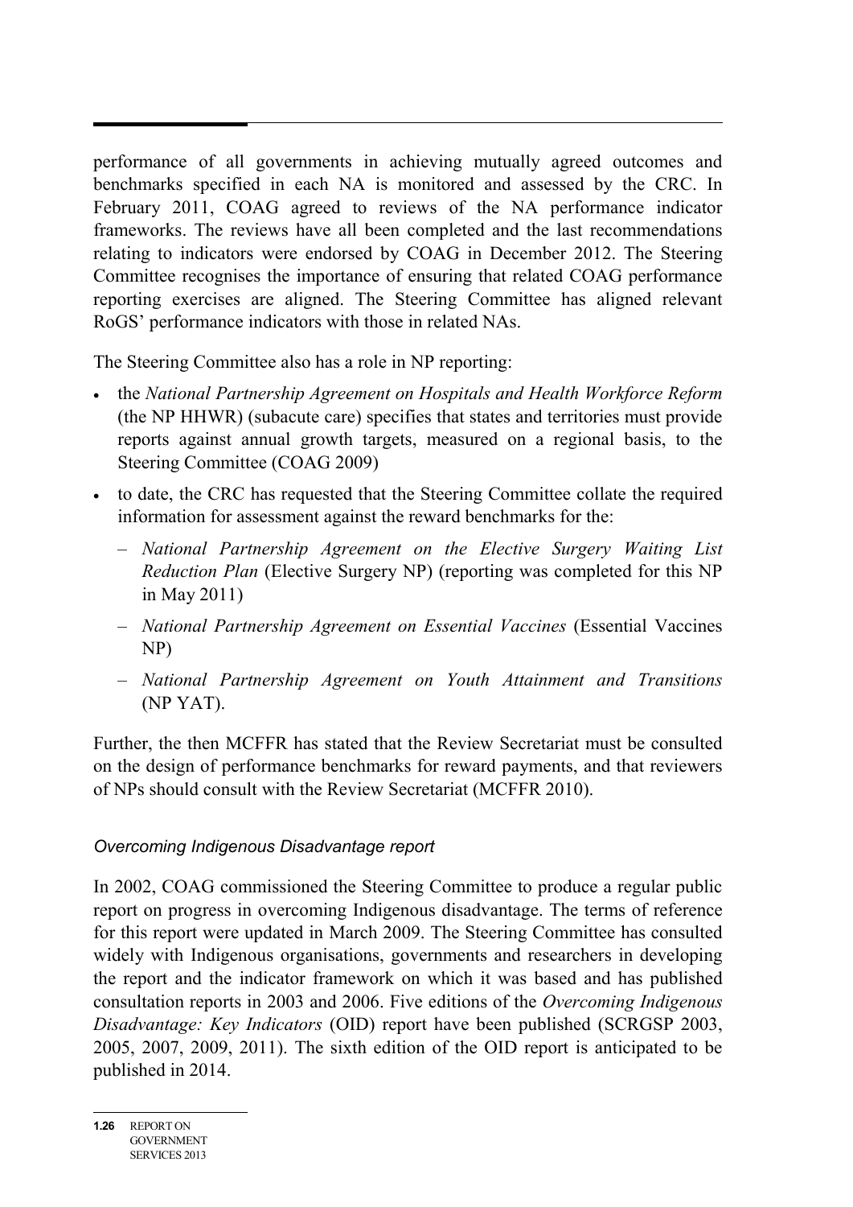performance of all governments in achieving mutually agreed outcomes and benchmarks specified in each NA is monitored and assessed by the CRC. In February 2011, COAG agreed to reviews of the NA performance indicator frameworks. The reviews have all been completed and the last recommendations relating to indicators were endorsed by COAG in December 2012. The Steering Committee recognises the importance of ensuring that related COAG performance reporting exercises are aligned. The Steering Committee has aligned relevant RoGS' performance indicators with those in related NAs.

The Steering Committee also has a role in NP reporting:

- the *National Partnership Agreement on Hospitals and Health Workforce Reform* (the NP HHWR) (subacute care) specifies that states and territories must provide reports against annual growth targets, measured on a regional basis, to the Steering Committee (COAG 2009)
- to date, the CRC has requested that the Steering Committee collate the required information for assessment against the reward benchmarks for the:
  - *National Partnership Agreement on the Elective Surgery Waiting List Reduction Plan* (Elective Surgery NP) (reporting was completed for this NP in May 2011)
  - *National Partnership Agreement on Essential Vaccines* (Essential Vaccines NP)
  - *National Partnership Agreement on Youth Attainment and Transitions* (NP YAT).

Further, the then MCFFR has stated that the Review Secretariat must be consulted on the design of performance benchmarks for reward payments, and that reviewers of NPs should consult with the Review Secretariat (MCFFR 2010).

### *Overcoming Indigenous Disadvantage report*

In 2002, COAG commissioned the Steering Committee to produce a regular public report on progress in overcoming Indigenous disadvantage. The terms of reference for this report were updated in March 2009. The Steering Committee has consulted widely with Indigenous organisations, governments and researchers in developing the report and the indicator framework on which it was based and has published consultation reports in 2003 and 2006. Five editions of the *Overcoming Indigenous Disadvantage: Key Indicators* (OID) report have been published (SCRGSP 2003, 2005, 2007, 2009, 2011). The sixth edition of the OID report is anticipated to be published in 2014.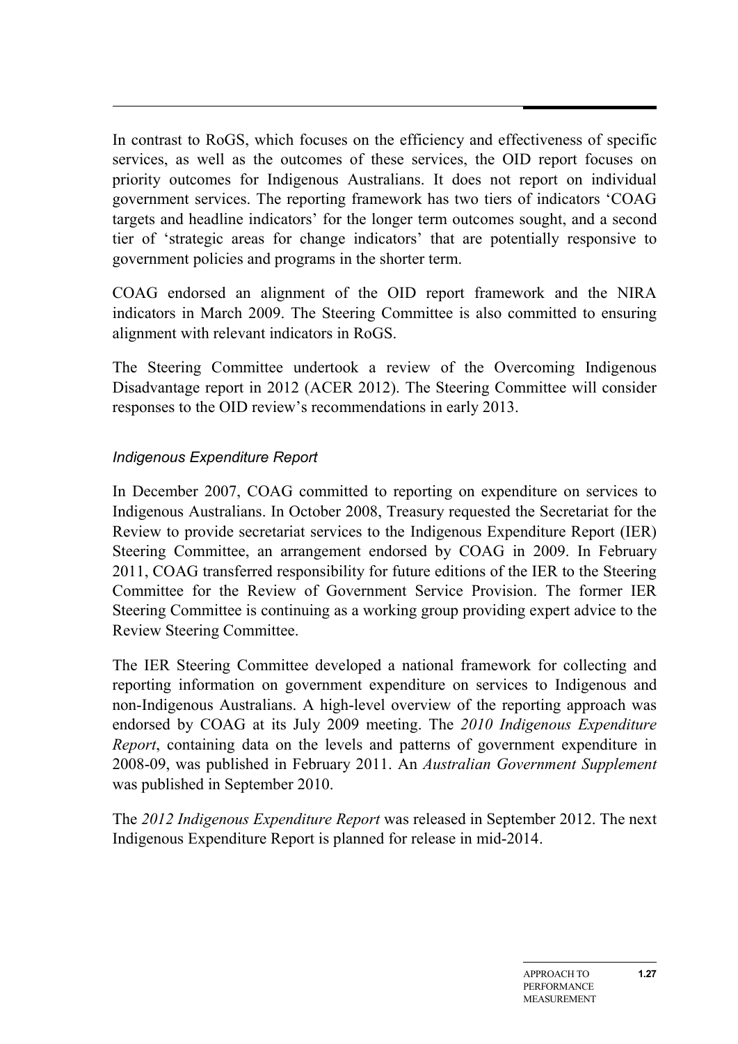In contrast to RoGS, which focuses on the efficiency and effectiveness of specific services, as well as the outcomes of these services, the OID report focuses on priority outcomes for Indigenous Australians. It does not report on individual government services. The reporting framework has two tiers of indicators 'COAG targets and headline indicators' for the longer term outcomes sought, and a second tier of 'strategic areas for change indicators' that are potentially responsive to government policies and programs in the shorter term.

COAG endorsed an alignment of the OID report framework and the NIRA indicators in March 2009. The Steering Committee is also committed to ensuring alignment with relevant indicators in RoGS.

The Steering Committee undertook a review of the Overcoming Indigenous Disadvantage report in 2012 (ACER 2012). The Steering Committee will consider responses to the OID review's recommendations in early 2013.

### *Indigenous Expenditure Report*

In December 2007, COAG committed to reporting on expenditure on services to Indigenous Australians. In October 2008, Treasury requested the Secretariat for the Review to provide secretariat services to the Indigenous Expenditure Report (IER) Steering Committee, an arrangement endorsed by COAG in 2009. In February 2011, COAG transferred responsibility for future editions of the IER to the Steering Committee for the Review of Government Service Provision. The former IER Steering Committee is continuing as a working group providing expert advice to the Review Steering Committee.

The IER Steering Committee developed a national framework for collecting and reporting information on government expenditure on services to Indigenous and non-Indigenous Australians. A high-level overview of the reporting approach was endorsed by COAG at its July 2009 meeting. The *2010 Indigenous Expenditure Report*, containing data on the levels and patterns of government expenditure in 2008-09, was published in February 2011. An *Australian Government Supplement* was published in September 2010.

The *2012 Indigenous Expenditure Report* was released in September 2012. The next Indigenous Expenditure Report is planned for release in mid-2014.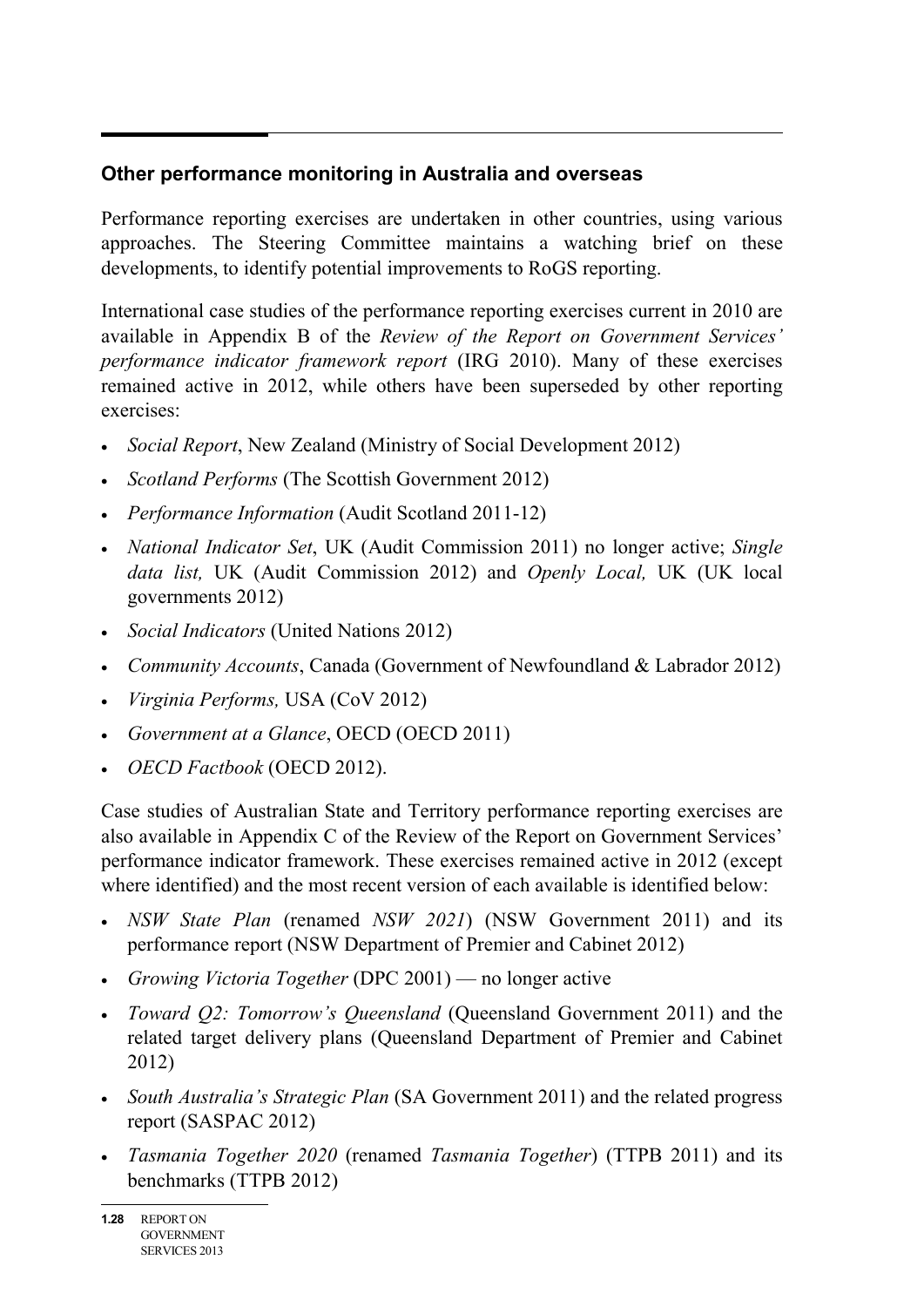## Other performance monitoring in Australia and overseas

Performance reporting exercises are undertaken in other countries, using various approaches. The Steering Committee maintains a watching brief on these developments, to identify potential improvements to RoGS reporting.

International case studies of the performance reporting exercises current in 2010 are available in Appendix B of the *Review of the Report on Government Services' performance indicator framework report* (IRG 2010). Many of these exercises remained active in 2012, while others have been superseded by other reporting exercises:

- *Social Report*, New Zealand (Ministry of Social Development 2012)
- *Scotland Performs* (The Scottish Government 2012)
- *Performance Information* (Audit Scotland 2011-12)
- *National Indicator Set*, UK (Audit Commission 2011) no longer active; *Single data list,* UK (Audit Commission 2012) and *Openly Local,* UK (UK local governments 2012)
- *Social Indicators* (United Nations 2012)
- *Community Accounts*, Canada (Government of Newfoundland & Labrador 2012)
- *Virginia Performs,* USA (CoV 2012)
- *Government at a Glance*, OECD (OECD 2011)
- *OECD Factbook* (OECD 2012).

Case studies of Australian State and Territory performance reporting exercises are also available in Appendix C of the Review of the Report on Government Services' performance indicator framework. These exercises remained active in 2012 (except where identified) and the most recent version of each available is identified below:

- *NSW State Plan* (renamed *NSW 2021*) (NSW Government 2011) and its performance report (NSW Department of Premier and Cabinet 2012)
- *Growing Victoria Together* (DPC 2001) — no longer active
- *Toward Q2: Tomorrow's Queensland* (Queensland Government 2011) and the related target delivery plans (Queensland Department of Premier and Cabinet 2012)
- *South Australia's Strategic Plan* (SA Government 2011) and the related progress report (SASPAC 2012)
- *Tasmania Together 2020* (renamed *Tasmania Together*) (TTPB 2011) and its benchmarks (TTPB 2012)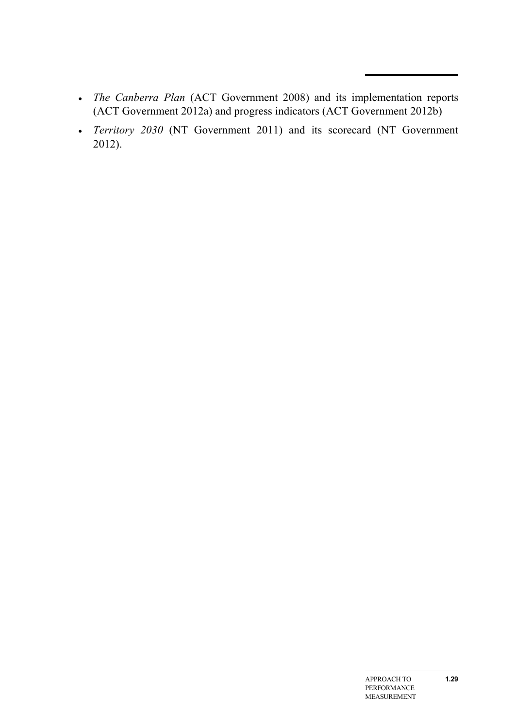- *The Canberra Plan* (ACT Government 2008) and its implementation reports (ACT Government 2012a) and progress indicators (ACT Government 2012b)
- *Territory 2030* (NT Government 2011) and its scorecard (NT Government 2012).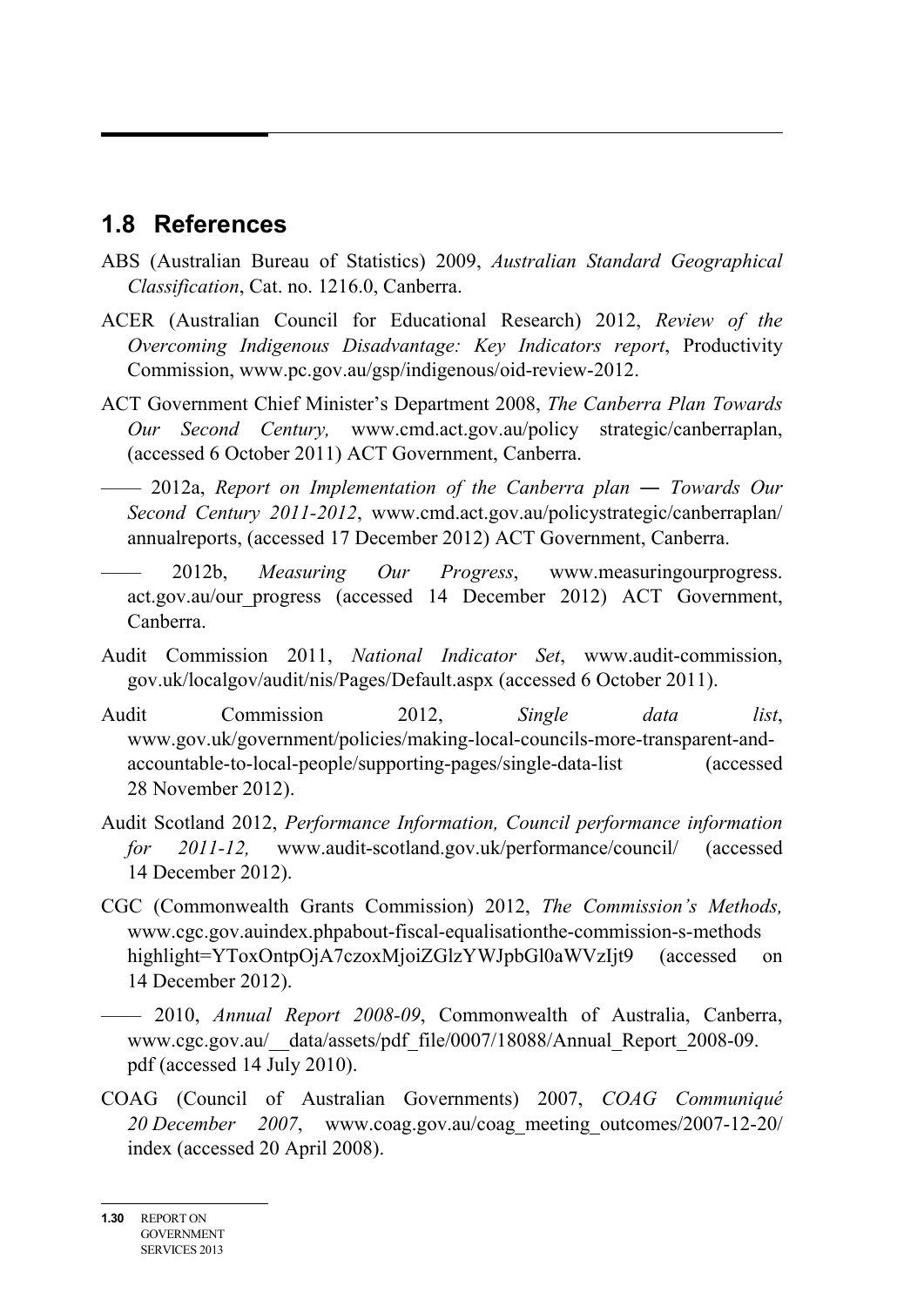## 1.8 References

ABS (Australian Bureau of Statistics) 2009, *Australian Standard Geographical Classification*, Cat. no. 1216.0, Canberra.

ACER (Australian Council for Educational Research) 2012, *Review of the Overcoming Indigenous Disadvantage: Key Indicators report*, Productivity Commission, www.pc.gov.au/gsp/indigenous/oid-review-2012.

ACT Government Chief Minister's Department 2008, *The Canberra Plan Towards Our Second Century,* www.cmd.act.gov.au/policy strategic/canberraplan, (accessed 6 October 2011) ACT Government, Canberra.

—— 2012a, *Report on Implementation of the Canberra plan — Towards Our Second Century 2011-2012*, www.cmd.act.gov.au/policystrategic/canberraplan/annualreports, (accessed 17 December 2012) ACT Government, Canberra.

—— 2012b, *Measuring Our Progress*, www.measuringourprogress.act.gov.au/our_progress (accessed 14 December 2012) ACT Government, Canberra.

Audit Commission 2011, *National Indicator Set*, www.audit-commission, gov.uk/localgov/audit/nis/Pages/Default.aspx (accessed 6 October 2011).

Audit Commission 2012, *Single data list*, www.gov.uk/government/policies/making-local-councils-more-transparent-and-accountable-to-local-people/supporting-pages/single-data-list (accessed 28 November 2012).

Audit Scotland 2012, *Performance Information, Council performance information for 2011-12,* www.audit-scotland.gov.uk/performance/council/ (accessed 14 December 2012).

CGC (Commonwealth Grants Commission) 2012, *The Commission's Methods,* www.cgc.gov.auindex.phpabout-fiscal-equalisationthe-commission-s-methods highlight=YToxOntpOjA7czoxMjoiZGlzYWJpbGl0aWVzIjt9 (accessed on 14 December 2012).

—— 2010, *Annual Report 2008-09*, Commonwealth of Australia, Canberra, www.cgc.gov.au/__data/assets/pdf_file/0007/18088/Annual_Report_2008-09.pdf (accessed 14 July 2010).

COAG (Council of Australian Governments) 2007, *COAG Communiqué 20 December 2007*, www.coag.gov.au/coag_meeting_outcomes/2007-12-20/index (accessed 20 April 2008).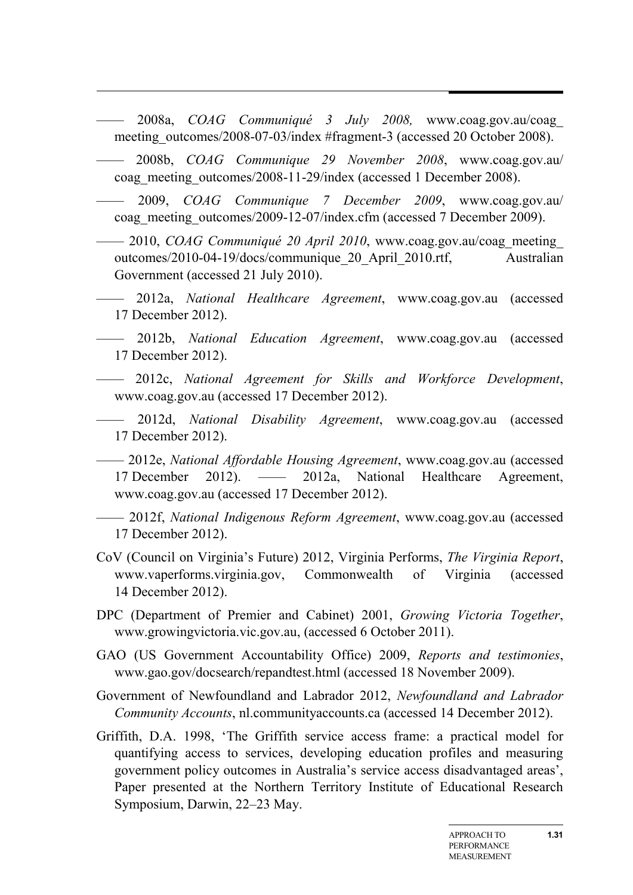—— 2008a, *COAG Communiqué 3 July 2008,* www.coag.gov.au/coag_ meeting_outcomes/2008-07-03/index #fragment-3 (accessed 20 October 2008).

—— 2008b, *COAG Communique 29 November 2008*, www.coag.gov.au/ coag_meeting_outcomes/2008-11-29/index (accessed 1 December 2008).

—— 2009, *COAG Communique 7 December 2009*, www.coag.gov.au/ coag_meeting_outcomes/2009-12-07/index.cfm (accessed 7 December 2009).

—— 2010, *COAG Communiqué 20 April 2010*, www.coag.gov.au/coag_meeting_ outcomes/2010-04-19/docs/communique_20_April_2010.rtf, Australian Government (accessed 21 July 2010).

—— 2012a, *National Healthcare Agreement*, www.coag.gov.au (accessed 17 December 2012).

—— 2012b, *National Education Agreement*, www.coag.gov.au (accessed 17 December 2012).

—— 2012c, *National Agreement for Skills and Workforce Development*, www.coag.gov.au (accessed 17 December 2012).

—— 2012d, *National Disability Agreement*, www.coag.gov.au (accessed 17 December 2012).

—— 2012e, *National Affordable Housing Agreement*, www.coag.gov.au (accessed 17 December 2012). —— 2012a, National Healthcare Agreement, www.coag.gov.au (accessed 17 December 2012).

—— 2012f, *National Indigenous Reform Agreement*, www.coag.gov.au (accessed 17 December 2012).

CoV (Council on Virginia's Future) 2012, Virginia Performs, *The Virginia Report*, www.vaperforms.virginia.gov, Commonwealth of Virginia (accessed 14 December 2012).

DPC (Department of Premier and Cabinet) 2001, *Growing Victoria Together*, www.growingvictoria.vic.gov.au, (accessed 6 October 2011).

GAO (US Government Accountability Office) 2009, *Reports and testimonies*, www.gao.gov/docsearch/repandtest.html (accessed 18 November 2009).

Government of Newfoundland and Labrador 2012, *Newfoundland and Labrador Community Accounts*, nl.communityaccounts.ca (accessed 14 December 2012).

Griffith, D.A. 1998, 'The Griffith service access frame: a practical model for quantifying access to services, developing education profiles and measuring government policy outcomes in Australia's service access disadvantaged areas', Paper presented at the Northern Territory Institute of Educational Research Symposium, Darwin, 22–23 May.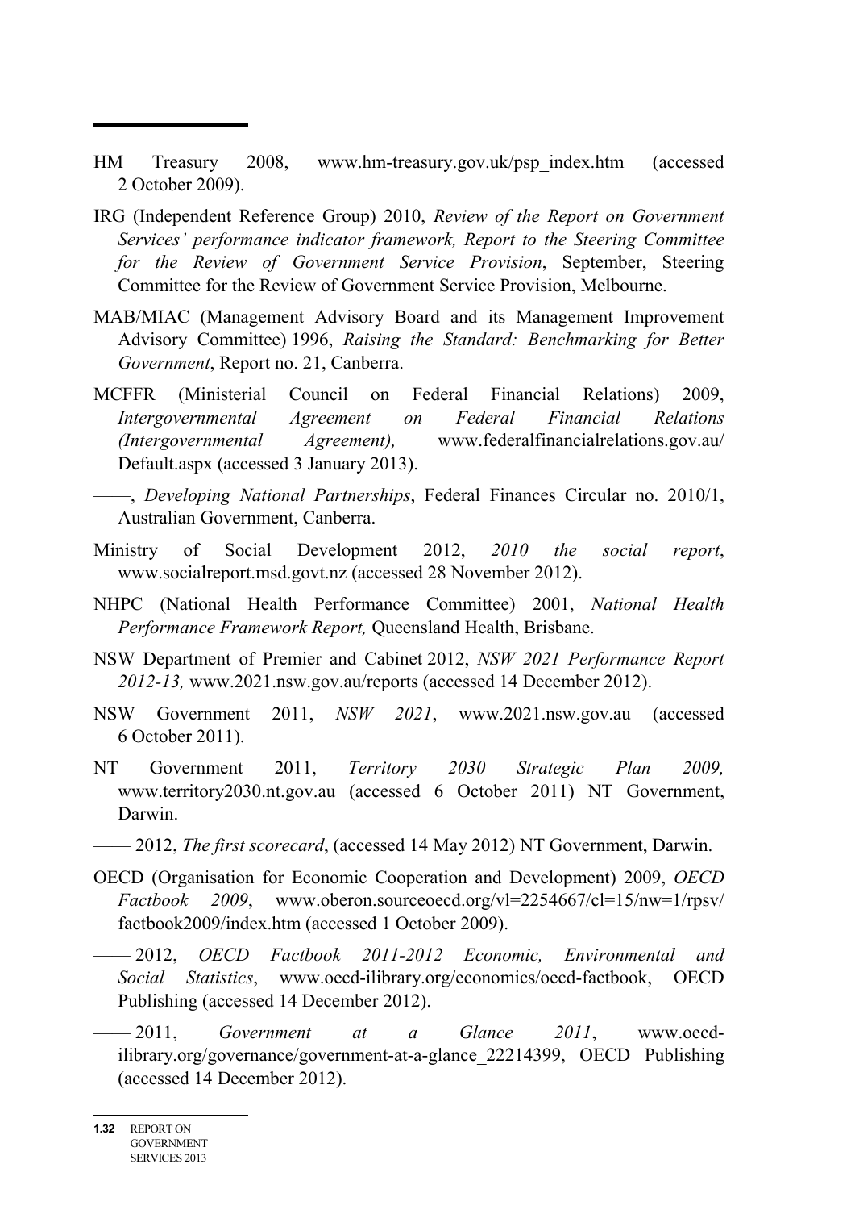HM Treasury 2008, www.hm-treasury.gov.uk/psp_index.htm (accessed 2 October 2009).

IRG (Independent Reference Group) 2010, *Review of the Report on Government Services' performance indicator framework, Report to the Steering Committee for the Review of Government Service Provision*, September, Steering Committee for the Review of Government Service Provision, Melbourne.

MAB/MIAC (Management Advisory Board and its Management Improvement Advisory Committee) 1996, *Raising the Standard: Benchmarking for Better Government*, Report no. 21, Canberra.

MCFFR (Ministerial Council on Federal Financial Relations) 2009, *Intergovernmental Agreement on Federal Financial Relations (Intergovernmental Agreement),* www.federalfinancialrelations.gov.au/Default.aspx (accessed 3 January 2013).

——, *Developing National Partnerships*, Federal Finances Circular no. 2010/1, Australian Government, Canberra.

Ministry of Social Development 2012, *2010 the social report*, www.socialreport.msd.govt.nz (accessed 28 November 2012).

NHPC (National Health Performance Committee) 2001, *National Health Performance Framework Report,* Queensland Health, Brisbane.

NSW Department of Premier and Cabinet 2012, *NSW 2021 Performance Report 2012-13,* www.2021.nsw.gov.au/reports (accessed 14 December 2012).

NSW Government 2011, *NSW 2021*, www.2021.nsw.gov.au (accessed 6 October 2011).

NT Government 2011, *Territory 2030 Strategic Plan 2009,* www.territory2030.nt.gov.au (accessed 6 October 2011) NT Government, Darwin.

—— 2012, *The first scorecard*, (accessed 14 May 2012) NT Government, Darwin.

OECD (Organisation for Economic Cooperation and Development) 2009, *OECD Factbook 2009*, www.oberon.sourceoecd.org/vl=2254667/cl=15/nw=1/rpsv/factbook2009/index.htm (accessed 1 October 2009).

—— 2012, *OECD Factbook 2011-2012 Economic, Environmental and Social Statistics*, www.oecd-ilibrary.org/economics/oecd-factbook, OECD Publishing (accessed 14 December 2012).

—— 2011, *Government at a Glance 2011*, www.oecd-ilibrary.org/governance/government-at-a-glance_22214399, OECD Publishing (accessed 14 December 2012).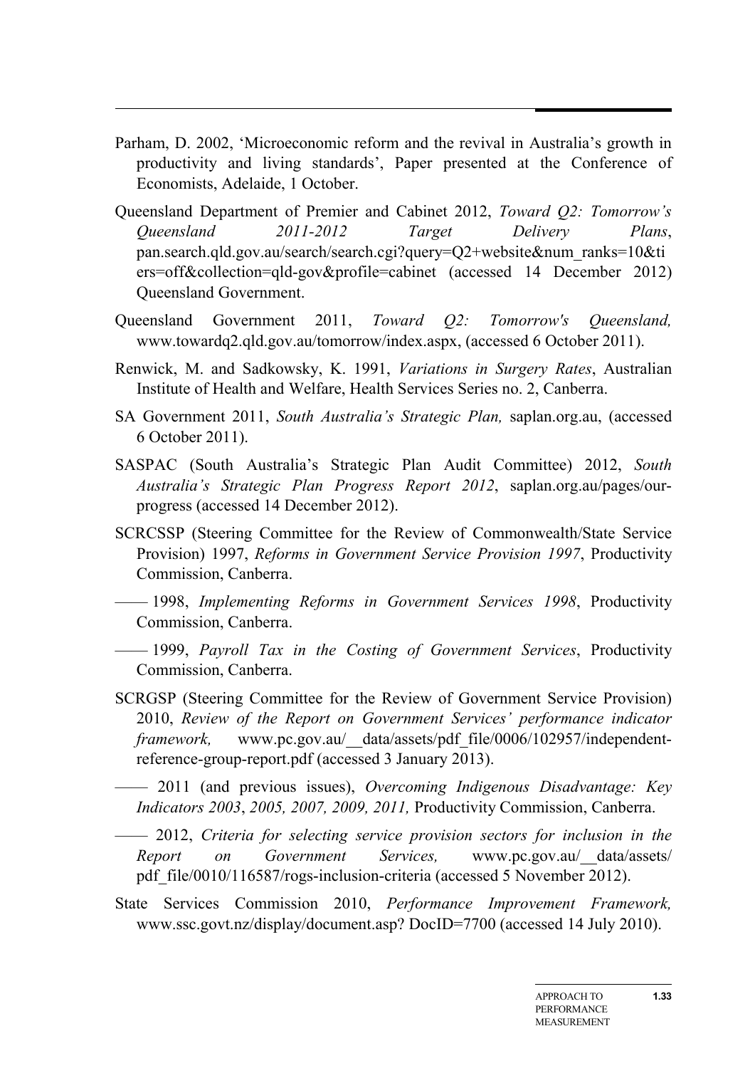Parham, D. 2002, 'Microeconomic reform and the revival in Australia's growth in productivity and living standards', Paper presented at the Conference of Economists, Adelaide, 1 October.

Queensland Department of Premier and Cabinet 2012, *Toward Q2: Tomorrow's Queensland 2011-2012 Target Delivery Plans*, pan.search.qld.gov.au/search/search.cgi?query=Q2+website&num_ranks=10&tiers=off&collection=qld-gov&profile=cabinet (accessed 14 December 2012) Queensland Government.

Queensland Government 2011, *Toward Q2: Tomorrow's Queensland,* www.towardq2.qld.gov.au/tomorrow/index.aspx, (accessed 6 October 2011).

Renwick, M. and Sadkowsky, K. 1991, *Variations in Surgery Rates*, Australian Institute of Health and Welfare, Health Services Series no. 2, Canberra.

SA Government 2011, *South Australia's Strategic Plan,* saplan.org.au, (accessed 6 October 2011).

SASPAC (South Australia's Strategic Plan Audit Committee) 2012, *South Australia's Strategic Plan Progress Report 2012*, saplan.org.au/pages/our-progress (accessed 14 December 2012).

SCRCSSP (Steering Committee for the Review of Commonwealth/State Service Provision) 1997, *Reforms in Government Service Provision 1997*, Productivity Commission, Canberra.

—— 1998, *Implementing Reforms in Government Services 1998*, Productivity Commission, Canberra.

—— 1999, *Payroll Tax in the Costing of Government Services*, Productivity Commission, Canberra.

SCRGSP (Steering Committee for the Review of Government Service Provision) 2010, *Review of the Report on Government Services' performance indicator framework,* www.pc.gov.au/__data/assets/pdf_file/0006/102957/independent-reference-group-report.pdf (accessed 3 January 2013).

—— 2011 (and previous issues), *Overcoming Indigenous Disadvantage: Key Indicators 2003*, *2005, 2007, 2009, 2011,* Productivity Commission, Canberra.

—— 2012, *Criteria for selecting service provision sectors for inclusion in the Report on Government Services,* www.pc.gov.au/__data/assets/pdf_file/0010/116587/rogs-inclusion-criteria (accessed 5 November 2012).

State Services Commission 2010, *Performance Improvement Framework,* www.ssc.govt.nz/display/document.asp? DocID=7700 (accessed 14 July 2010).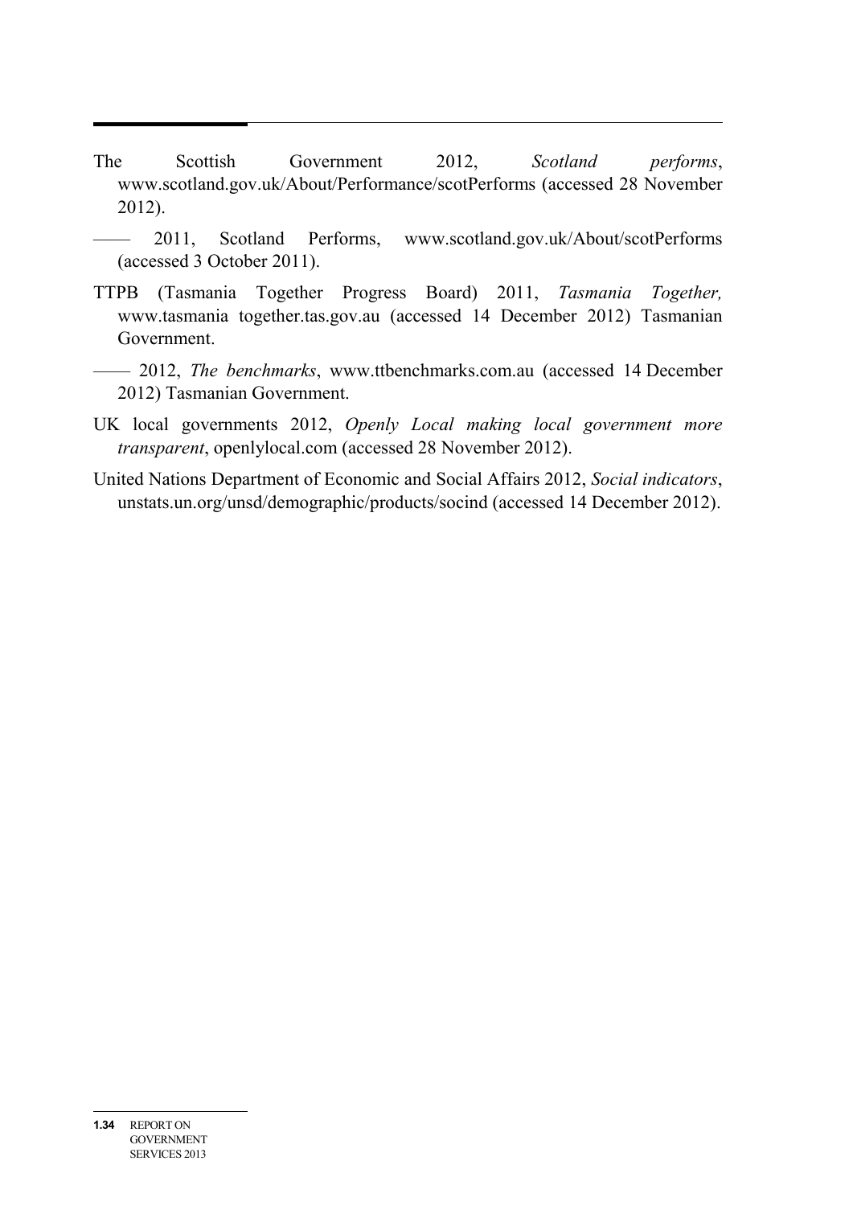The Scottish Government 2012, *Scotland performs*, www.scotland.gov.uk/About/Performance/scotPerforms (accessed 28 November 2012).

—— 2011, Scotland Performs, www.scotland.gov.uk/About/scotPerforms (accessed 3 October 2011).

TTPB (Tasmania Together Progress Board) 2011, *Tasmania Together,* www.tasmania together.tas.gov.au (accessed 14 December 2012) Tasmanian Government.

—— 2012, *The benchmarks*, www.ttbenchmarks.com.au (accessed 14 December 2012) Tasmanian Government.

UK local governments 2012, *Openly Local making local government more transparent*, openlylocal.com (accessed 28 November 2012).

United Nations Department of Economic and Social Affairs 2012, *Social indicators*, unstats.un.org/unsd/demographic/products/socind (accessed 14 December 2012).